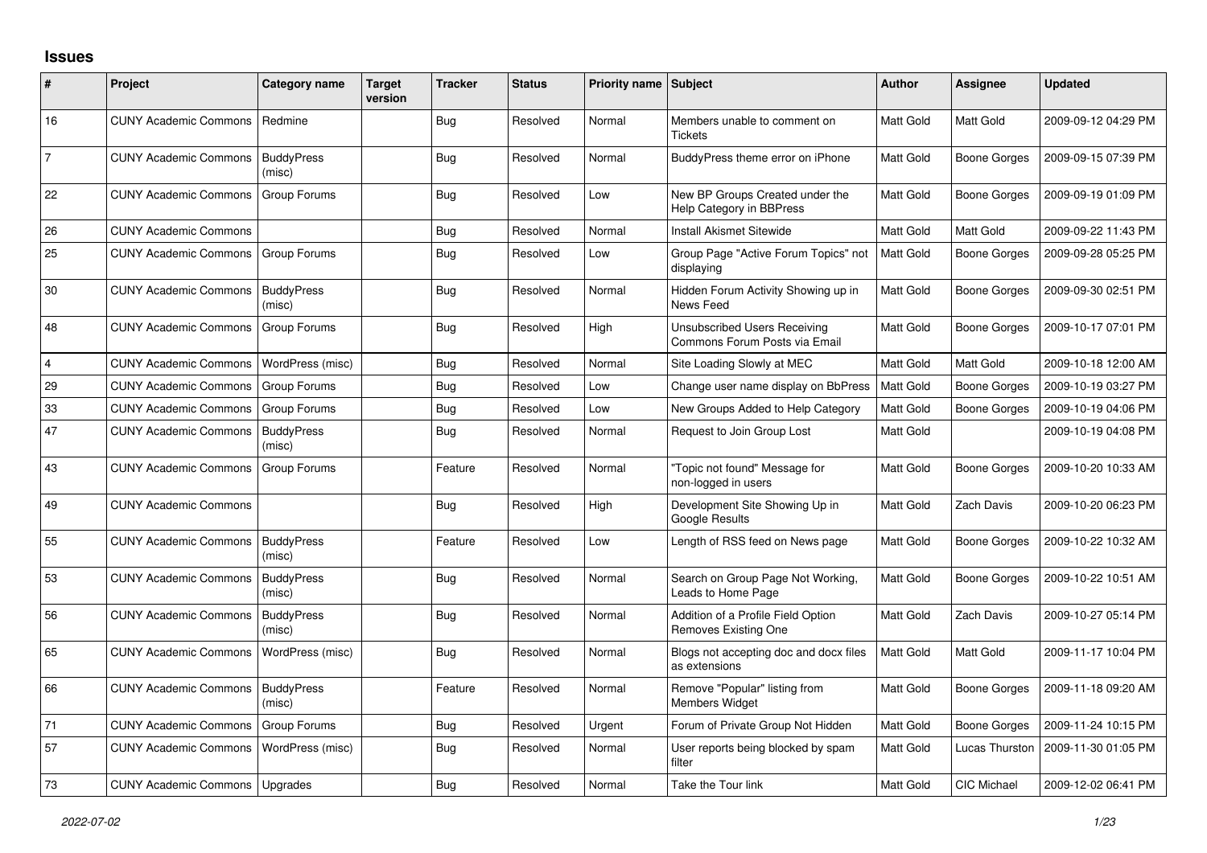# Issues

| # | Project | Category name | Target version | Tracker | Status | Priority name | Subject | Author | Assignee | Updated |
|---|---|---|---|---|---|---|---|---|---|---|
| 16 | CUNY Academic Commons | Redmine | | Bug | Resolved | Normal | Members unable to comment on Tickets | Matt Gold | Matt Gold | 2009-09-12 04:29 PM |
| 7 | CUNY Academic Commons | BuddyPress (misc) | | Bug | Resolved | Normal | BuddyPress theme error on iPhone | Matt Gold | Boone Gorges | 2009-09-15 07:39 PM |
| 22 | CUNY Academic Commons | Group Forums | | Bug | Resolved | Low | New BP Groups Created under the Help Category in BBPress | Matt Gold | Boone Gorges | 2009-09-19 01:09 PM |
| 26 | CUNY Academic Commons | | | Bug | Resolved | Normal | Install Akismet Sitewide | Matt Gold | Matt Gold | 2009-09-22 11:43 PM |
| 25 | CUNY Academic Commons | Group Forums | | Bug | Resolved | Low | Group Page "Active Forum Topics" not displaying | Matt Gold | Boone Gorges | 2009-09-28 05:25 PM |
| 30 | CUNY Academic Commons | BuddyPress (misc) | | Bug | Resolved | Normal | Hidden Forum Activity Showing up in News Feed | Matt Gold | Boone Gorges | 2009-09-30 02:51 PM |
| 48 | CUNY Academic Commons | Group Forums | | Bug | Resolved | High | Unsubscribed Users Receiving Commons Forum Posts via Email | Matt Gold | Boone Gorges | 2009-10-17 07:01 PM |
| 4 | CUNY Academic Commons | WordPress (misc) | | Bug | Resolved | Normal | Site Loading Slowly at MEC | Matt Gold | Matt Gold | 2009-10-18 12:00 AM |
| 29 | CUNY Academic Commons | Group Forums | | Bug | Resolved | Low | Change user name display on BbPress | Matt Gold | Boone Gorges | 2009-10-19 03:27 PM |
| 33 | CUNY Academic Commons | Group Forums | | Bug | Resolved | Low | New Groups Added to Help Category | Matt Gold | Boone Gorges | 2009-10-19 04:06 PM |
| 47 | CUNY Academic Commons | BuddyPress (misc) | | Bug | Resolved | Normal | Request to Join Group Lost | Matt Gold | | 2009-10-19 04:08 PM |
| 43 | CUNY Academic Commons | Group Forums | | Feature | Resolved | Normal | "Topic not found" Message for non-logged in users | Matt Gold | Boone Gorges | 2009-10-20 10:33 AM |
| 49 | CUNY Academic Commons | | | Bug | Resolved | High | Development Site Showing Up in Google Results | Matt Gold | Zach Davis | 2009-10-20 06:23 PM |
| 55 | CUNY Academic Commons | BuddyPress (misc) | | Feature | Resolved | Low | Length of RSS feed on News page | Matt Gold | Boone Gorges | 2009-10-22 10:32 AM |
| 53 | CUNY Academic Commons | BuddyPress (misc) | | Bug | Resolved | Normal | Search on Group Page Not Working, Leads to Home Page | Matt Gold | Boone Gorges | 2009-10-22 10:51 AM |
| 56 | CUNY Academic Commons | BuddyPress (misc) | | Bug | Resolved | Normal | Addition of a Profile Field Option Removes Existing One | Matt Gold | Zach Davis | 2009-10-27 05:14 PM |
| 65 | CUNY Academic Commons | WordPress (misc) | | Bug | Resolved | Normal | Blogs not accepting doc and docx files as extensions | Matt Gold | Matt Gold | 2009-11-17 10:04 PM |
| 66 | CUNY Academic Commons | BuddyPress (misc) | | Feature | Resolved | Normal | Remove "Popular" listing from Members Widget | Matt Gold | Boone Gorges | 2009-11-18 09:20 AM |
| 71 | CUNY Academic Commons | Group Forums | | Bug | Resolved | Urgent | Forum of Private Group Not Hidden | Matt Gold | Boone Gorges | 2009-11-24 10:15 PM |
| 57 | CUNY Academic Commons | WordPress (misc) | | Bug | Resolved | Normal | User reports being blocked by spam filter | Matt Gold | Lucas Thurston | 2009-11-30 01:05 PM |
| 73 | CUNY Academic Commons | Upgrades | | Bug | Resolved | Normal | Take the Tour link | Matt Gold | CIC Michael | 2009-12-02 06:41 PM |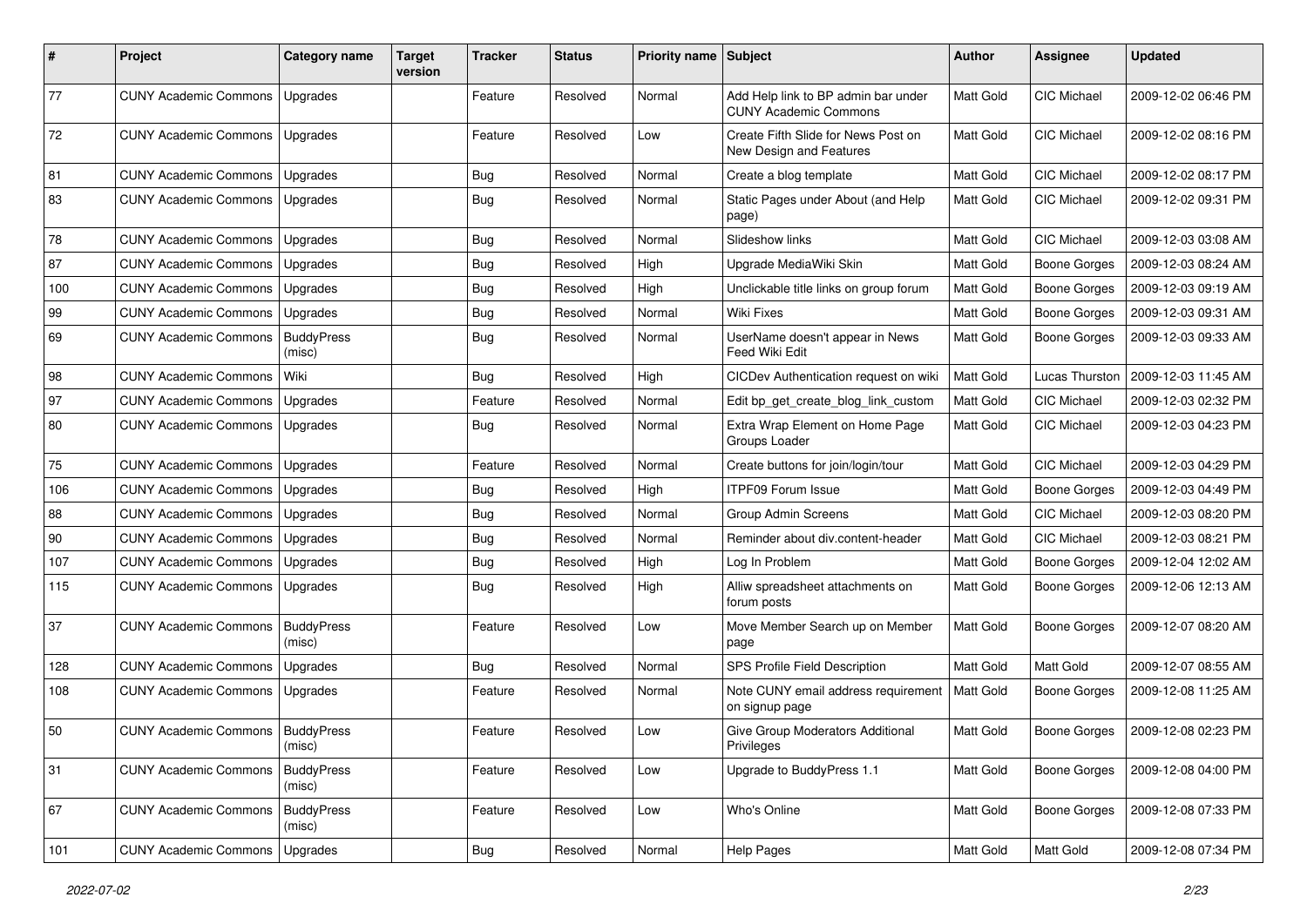| # | Project | Category name | Target version | Tracker | Status | Priority name | Subject | Author | Assignee | Updated |
|---|---|---|---|---|---|---|---|---|---|---|
| 77 | CUNY Academic Commons | Upgrades | | Feature | Resolved | Normal | Add Help link to BP admin bar under CUNY Academic Commons | Matt Gold | CIC Michael | 2009-12-02 06:46 PM |
| 72 | CUNY Academic Commons | Upgrades | | Feature | Resolved | Low | Create Fifth Slide for News Post on New Design and Features | Matt Gold | CIC Michael | 2009-12-02 08:16 PM |
| 81 | CUNY Academic Commons | Upgrades | | Bug | Resolved | Normal | Create a blog template | Matt Gold | CIC Michael | 2009-12-02 08:17 PM |
| 83 | CUNY Academic Commons | Upgrades | | Bug | Resolved | Normal | Static Pages under About (and Help page) | Matt Gold | CIC Michael | 2009-12-02 09:31 PM |
| 78 | CUNY Academic Commons | Upgrades | | Bug | Resolved | Normal | Slideshow links | Matt Gold | CIC Michael | 2009-12-03 03:08 AM |
| 87 | CUNY Academic Commons | Upgrades | | Bug | Resolved | High | Upgrade MediaWiki Skin | Matt Gold | Boone Gorges | 2009-12-03 08:24 AM |
| 100 | CUNY Academic Commons | Upgrades | | Bug | Resolved | High | Unclickable title links on group forum | Matt Gold | Boone Gorges | 2009-12-03 09:19 AM |
| 99 | CUNY Academic Commons | Upgrades | | Bug | Resolved | Normal | Wiki Fixes | Matt Gold | Boone Gorges | 2009-12-03 09:31 AM |
| 69 | CUNY Academic Commons | BuddyPress (misc) | | Bug | Resolved | Normal | UserName doesn't appear in News Feed Wiki Edit | Matt Gold | Boone Gorges | 2009-12-03 09:33 AM |
| 98 | CUNY Academic Commons | Wiki | | Bug | Resolved | High | CICDev Authentication request on wiki | Matt Gold | Lucas Thurston | 2009-12-03 11:45 AM |
| 97 | CUNY Academic Commons | Upgrades | | Feature | Resolved | Normal | Edit bp_get_create_blog_link_custom | Matt Gold | CIC Michael | 2009-12-03 02:32 PM |
| 80 | CUNY Academic Commons | Upgrades | | Bug | Resolved | Normal | Extra Wrap Element on Home Page Groups Loader | Matt Gold | CIC Michael | 2009-12-03 04:23 PM |
| 75 | CUNY Academic Commons | Upgrades | | Feature | Resolved | Normal | Create buttons for join/login/tour | Matt Gold | CIC Michael | 2009-12-03 04:29 PM |
| 106 | CUNY Academic Commons | Upgrades | | Bug | Resolved | High | ITPF09 Forum Issue | Matt Gold | Boone Gorges | 2009-12-03 04:49 PM |
| 88 | CUNY Academic Commons | Upgrades | | Bug | Resolved | Normal | Group Admin Screens | Matt Gold | CIC Michael | 2009-12-03 08:20 PM |
| 90 | CUNY Academic Commons | Upgrades | | Bug | Resolved | Normal | Reminder about div.content-header | Matt Gold | CIC Michael | 2009-12-03 08:21 PM |
| 107 | CUNY Academic Commons | Upgrades | | Bug | Resolved | High | Log In Problem | Matt Gold | Boone Gorges | 2009-12-04 12:02 AM |
| 115 | CUNY Academic Commons | Upgrades | | Bug | Resolved | High | Alliw spreadsheet attachments on forum posts | Matt Gold | Boone Gorges | 2009-12-06 12:13 AM |
| 37 | CUNY Academic Commons | BuddyPress (misc) | | Feature | Resolved | Low | Move Member Search up on Member page | Matt Gold | Boone Gorges | 2009-12-07 08:20 AM |
| 128 | CUNY Academic Commons | Upgrades | | Bug | Resolved | Normal | SPS Profile Field Description | Matt Gold | Matt Gold | 2009-12-07 08:55 AM |
| 108 | CUNY Academic Commons | Upgrades | | Feature | Resolved | Normal | Note CUNY email address requirement on signup page | Matt Gold | Boone Gorges | 2009-12-08 11:25 AM |
| 50 | CUNY Academic Commons | BuddyPress (misc) | | Feature | Resolved | Low | Give Group Moderators Additional Privileges | Matt Gold | Boone Gorges | 2009-12-08 02:23 PM |
| 31 | CUNY Academic Commons | BuddyPress (misc) | | Feature | Resolved | Low | Upgrade to BuddyPress 1.1 | Matt Gold | Boone Gorges | 2009-12-08 04:00 PM |
| 67 | CUNY Academic Commons | BuddyPress (misc) | | Feature | Resolved | Low | Who's Online | Matt Gold | Boone Gorges | 2009-12-08 07:33 PM |
| 101 | CUNY Academic Commons | Upgrades | | Bug | Resolved | Normal | Help Pages | Matt Gold | Matt Gold | 2009-12-08 07:34 PM |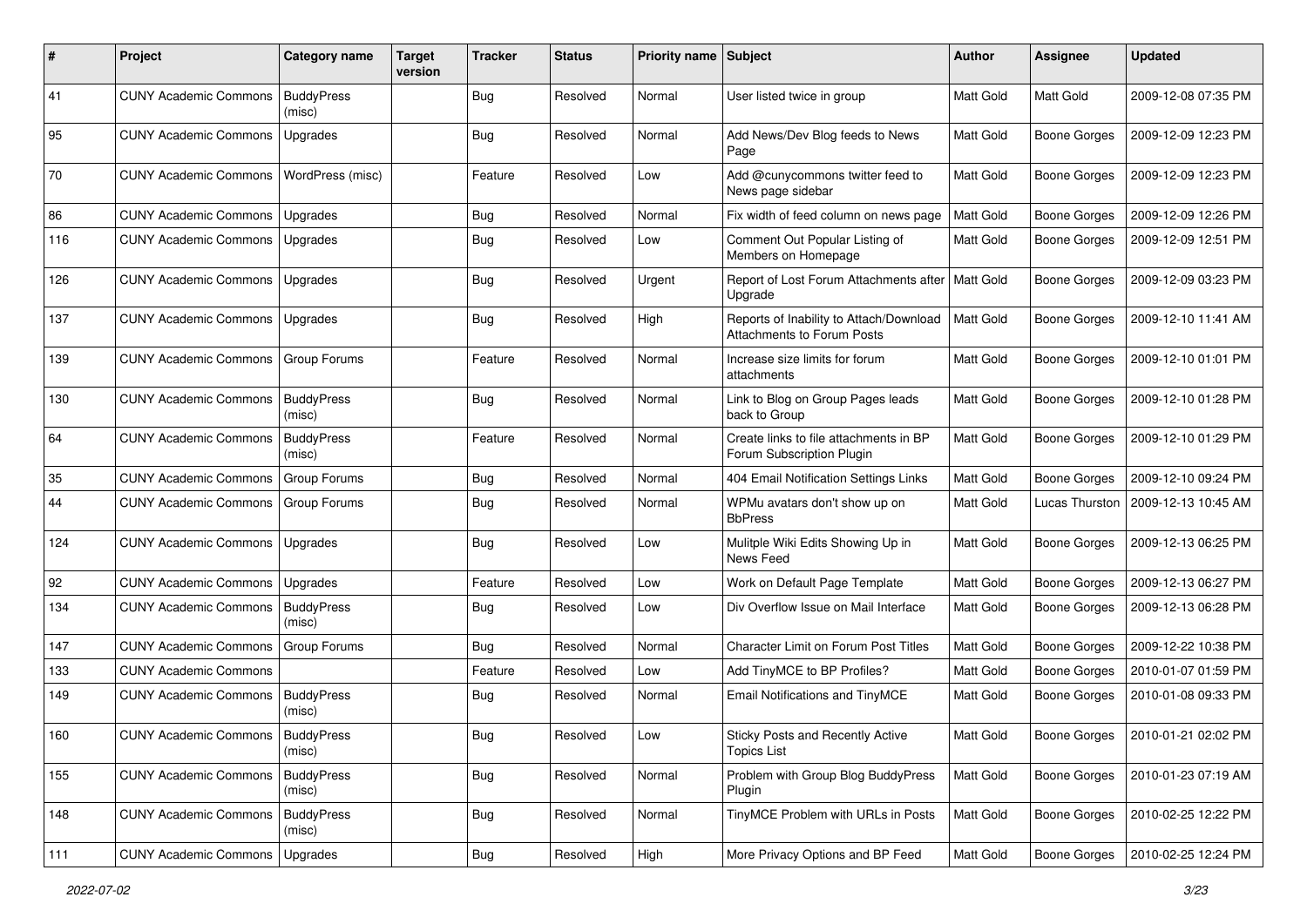| # | Project | Category name | Target version | Tracker | Status | Priority name | Subject | Author | Assignee | Updated |
|---|---|---|---|---|---|---|---|---|---|---|
| 41 | CUNY Academic Commons | BuddyPress (misc) | | Bug | Resolved | Normal | User listed twice in group | Matt Gold | Matt Gold | 2009-12-08 07:35 PM |
| 95 | CUNY Academic Commons | Upgrades | | Bug | Resolved | Normal | Add News/Dev Blog feeds to News Page | Matt Gold | Boone Gorges | 2009-12-09 12:23 PM |
| 70 | CUNY Academic Commons | WordPress (misc) | | Feature | Resolved | Low | Add @cunycommons twitter feed to News page sidebar | Matt Gold | Boone Gorges | 2009-12-09 12:23 PM |
| 86 | CUNY Academic Commons | Upgrades | | Bug | Resolved | Normal | Fix width of feed column on news page | Matt Gold | Boone Gorges | 2009-12-09 12:26 PM |
| 116 | CUNY Academic Commons | Upgrades | | Bug | Resolved | Low | Comment Out Popular Listing of Members on Homepage | Matt Gold | Boone Gorges | 2009-12-09 12:51 PM |
| 126 | CUNY Academic Commons | Upgrades | | Bug | Resolved | Urgent | Report of Lost Forum Attachments after Upgrade | Matt Gold | Boone Gorges | 2009-12-09 03:23 PM |
| 137 | CUNY Academic Commons | Upgrades | | Bug | Resolved | High | Reports of Inability to Attach/Download Attachments to Forum Posts | Matt Gold | Boone Gorges | 2009-12-10 11:41 AM |
| 139 | CUNY Academic Commons | Group Forums | | Feature | Resolved | Normal | Increase size limits for forum attachments | Matt Gold | Boone Gorges | 2009-12-10 01:01 PM |
| 130 | CUNY Academic Commons | BuddyPress (misc) | | Bug | Resolved | Normal | Link to Blog on Group Pages leads back to Group | Matt Gold | Boone Gorges | 2009-12-10 01:28 PM |
| 64 | CUNY Academic Commons | BuddyPress (misc) | | Feature | Resolved | Normal | Create links to file attachments in BP Forum Subscription Plugin | Matt Gold | Boone Gorges | 2009-12-10 01:29 PM |
| 35 | CUNY Academic Commons | Group Forums | | Bug | Resolved | Normal | 404 Email Notification Settings Links | Matt Gold | Boone Gorges | 2009-12-10 09:24 PM |
| 44 | CUNY Academic Commons | Group Forums | | Bug | Resolved | Normal | WPMu avatars don't show up on BbPress | Matt Gold | Lucas Thurston | 2009-12-13 10:45 AM |
| 124 | CUNY Academic Commons | Upgrades | | Bug | Resolved | Low | Mulitple Wiki Edits Showing Up in News Feed | Matt Gold | Boone Gorges | 2009-12-13 06:25 PM |
| 92 | CUNY Academic Commons | Upgrades | | Feature | Resolved | Low | Work on Default Page Template | Matt Gold | Boone Gorges | 2009-12-13 06:27 PM |
| 134 | CUNY Academic Commons | BuddyPress (misc) | | Bug | Resolved | Low | Div Overflow Issue on Mail Interface | Matt Gold | Boone Gorges | 2009-12-13 06:28 PM |
| 147 | CUNY Academic Commons | Group Forums | | Bug | Resolved | Normal | Character Limit on Forum Post Titles | Matt Gold | Boone Gorges | 2009-12-22 10:38 PM |
| 133 | CUNY Academic Commons | | | Feature | Resolved | Low | Add TinyMCE to BP Profiles? | Matt Gold | Boone Gorges | 2010-01-07 01:59 PM |
| 149 | CUNY Academic Commons | BuddyPress (misc) | | Bug | Resolved | Normal | Email Notifications and TinyMCE | Matt Gold | Boone Gorges | 2010-01-08 09:33 PM |
| 160 | CUNY Academic Commons | BuddyPress (misc) | | Bug | Resolved | Low | Sticky Posts and Recently Active Topics List | Matt Gold | Boone Gorges | 2010-01-21 02:02 PM |
| 155 | CUNY Academic Commons | BuddyPress (misc) | | Bug | Resolved | Normal | Problem with Group Blog BuddyPress Plugin | Matt Gold | Boone Gorges | 2010-01-23 07:19 AM |
| 148 | CUNY Academic Commons | BuddyPress (misc) | | Bug | Resolved | Normal | TinyMCE Problem with URLs in Posts | Matt Gold | Boone Gorges | 2010-02-25 12:22 PM |
| 111 | CUNY Academic Commons | Upgrades | | Bug | Resolved | High | More Privacy Options and BP Feed | Matt Gold | Boone Gorges | 2010-02-25 12:24 PM |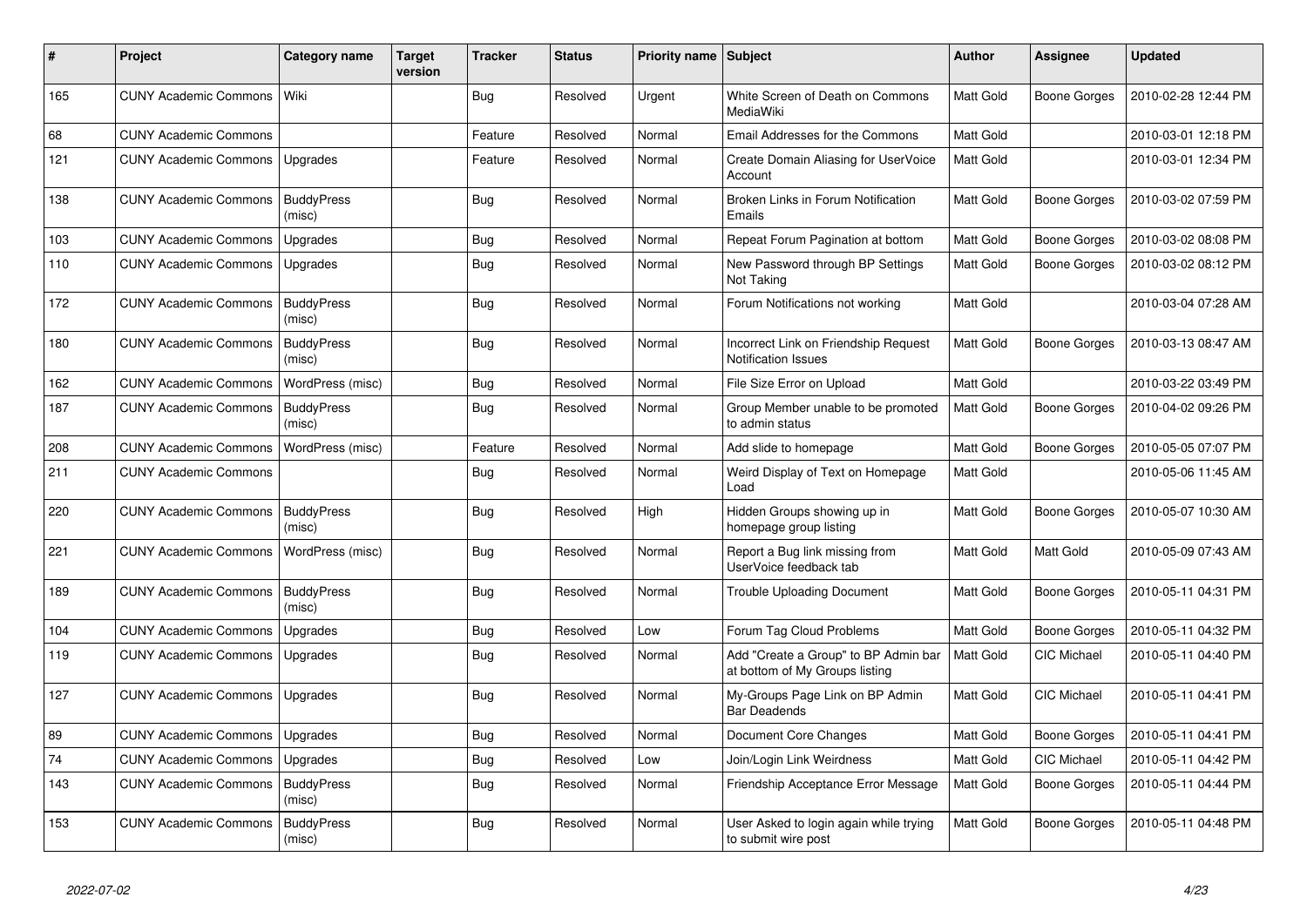| # | Project | Category name | Target version | Tracker | Status | Priority name | Subject | Author | Assignee | Updated |
|---|---|---|---|---|---|---|---|---|---|---|
| 165 | CUNY Academic Commons | Wiki | | Bug | Resolved | Urgent | White Screen of Death on Commons MediaWiki | Matt Gold | Boone Gorges | 2010-02-28 12:44 PM |
| 68 | CUNY Academic Commons | | | Feature | Resolved | Normal | Email Addresses for the Commons | Matt Gold | | 2010-03-01 12:18 PM |
| 121 | CUNY Academic Commons | Upgrades | | Feature | Resolved | Normal | Create Domain Aliasing for UserVoice Account | Matt Gold | | 2010-03-01 12:34 PM |
| 138 | CUNY Academic Commons | BuddyPress (misc) | | Bug | Resolved | Normal | Broken Links in Forum Notification Emails | Matt Gold | Boone Gorges | 2010-03-02 07:59 PM |
| 103 | CUNY Academic Commons | Upgrades | | Bug | Resolved | Normal | Repeat Forum Pagination at bottom | Matt Gold | Boone Gorges | 2010-03-02 08:08 PM |
| 110 | CUNY Academic Commons | Upgrades | | Bug | Resolved | Normal | New Password through BP Settings Not Taking | Matt Gold | Boone Gorges | 2010-03-02 08:12 PM |
| 172 | CUNY Academic Commons | BuddyPress (misc) | | Bug | Resolved | Normal | Forum Notifications not working | Matt Gold | | 2010-03-04 07:28 AM |
| 180 | CUNY Academic Commons | BuddyPress (misc) | | Bug | Resolved | Normal | Incorrect Link on Friendship Request Notification Issues | Matt Gold | Boone Gorges | 2010-03-13 08:47 AM |
| 162 | CUNY Academic Commons | WordPress (misc) | | Bug | Resolved | Normal | File Size Error on Upload | Matt Gold | | 2010-03-22 03:49 PM |
| 187 | CUNY Academic Commons | BuddyPress (misc) | | Bug | Resolved | Normal | Group Member unable to be promoted to admin status | Matt Gold | Boone Gorges | 2010-04-02 09:26 PM |
| 208 | CUNY Academic Commons | WordPress (misc) | | Feature | Resolved | Normal | Add slide to homepage | Matt Gold | Boone Gorges | 2010-05-05 07:07 PM |
| 211 | CUNY Academic Commons | | | Bug | Resolved | Normal | Weird Display of Text on Homepage Load | Matt Gold | | 2010-05-06 11:45 AM |
| 220 | CUNY Academic Commons | BuddyPress (misc) | | Bug | Resolved | High | Hidden Groups showing up in homepage group listing | Matt Gold | Boone Gorges | 2010-05-07 10:30 AM |
| 221 | CUNY Academic Commons | WordPress (misc) | | Bug | Resolved | Normal | Report a Bug link missing from UserVoice feedback tab | Matt Gold | Matt Gold | 2010-05-09 07:43 AM |
| 189 | CUNY Academic Commons | BuddyPress (misc) | | Bug | Resolved | Normal | Trouble Uploading Document | Matt Gold | Boone Gorges | 2010-05-11 04:31 PM |
| 104 | CUNY Academic Commons | Upgrades | | Bug | Resolved | Low | Forum Tag Cloud Problems | Matt Gold | Boone Gorges | 2010-05-11 04:32 PM |
| 119 | CUNY Academic Commons | Upgrades | | Bug | Resolved | Normal | Add "Create a Group" to BP Admin bar at bottom of My Groups listing | Matt Gold | CIC Michael | 2010-05-11 04:40 PM |
| 127 | CUNY Academic Commons | Upgrades | | Bug | Resolved | Normal | My-Groups Page Link on BP Admin Bar Deadends | Matt Gold | CIC Michael | 2010-05-11 04:41 PM |
| 89 | CUNY Academic Commons | Upgrades | | Bug | Resolved | Normal | Document Core Changes | Matt Gold | Boone Gorges | 2010-05-11 04:41 PM |
| 74 | CUNY Academic Commons | Upgrades | | Bug | Resolved | Low | Join/Login Link Weirdness | Matt Gold | CIC Michael | 2010-05-11 04:42 PM |
| 143 | CUNY Academic Commons | BuddyPress (misc) | | Bug | Resolved | Normal | Friendship Acceptance Error Message | Matt Gold | Boone Gorges | 2010-05-11 04:44 PM |
| 153 | CUNY Academic Commons | BuddyPress (misc) | | Bug | Resolved | Normal | User Asked to login again while trying to submit wire post | Matt Gold | Boone Gorges | 2010-05-11 04:48 PM |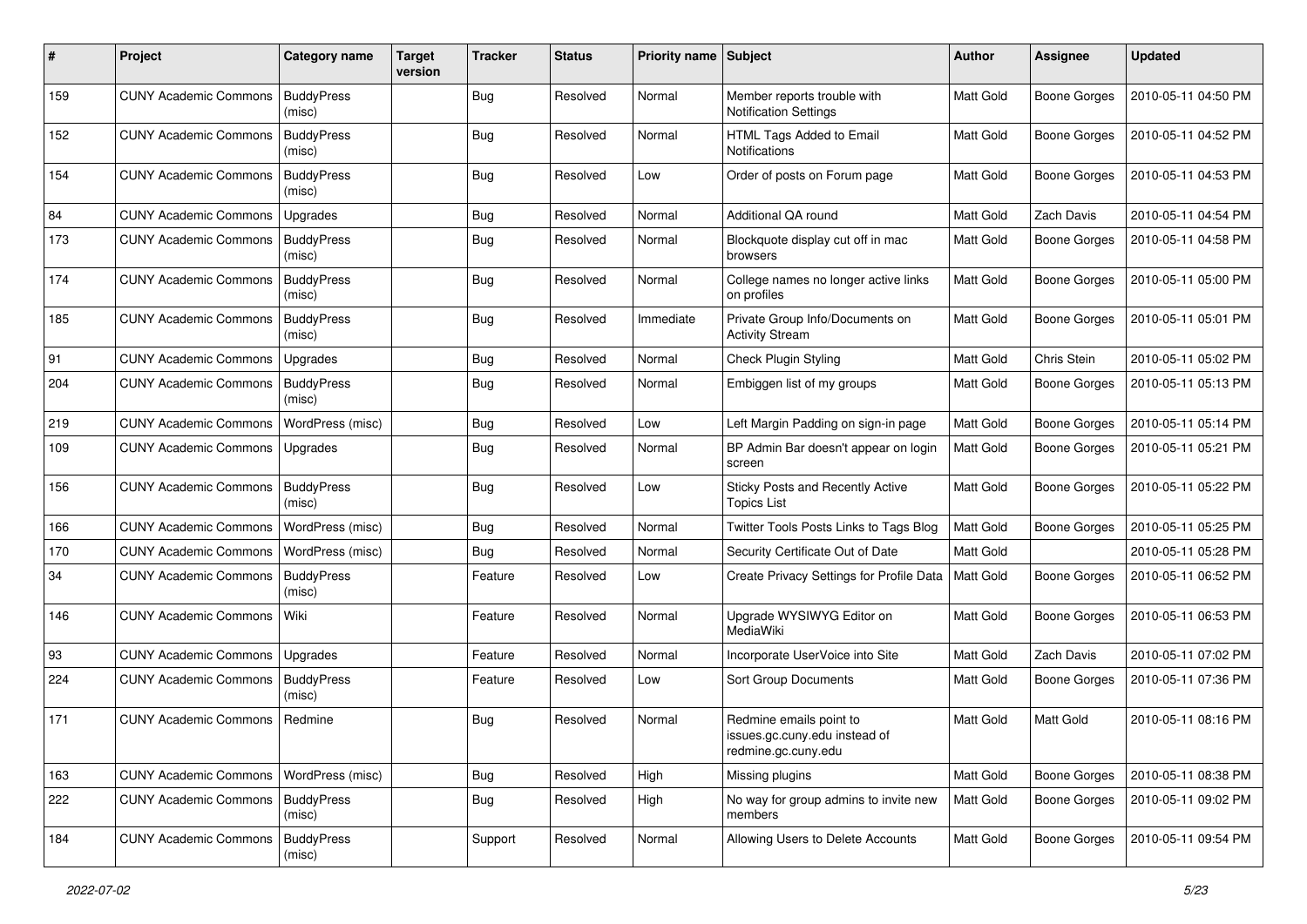| # | Project | Category name | Target version | Tracker | Status | Priority name | Subject | Author | Assignee | Updated |
|---|---|---|---|---|---|---|---|---|---|---|
| 159 | CUNY Academic Commons | BuddyPress (misc) | | Bug | Resolved | Normal | Member reports trouble with Notification Settings | Matt Gold | Boone Gorges | 2010-05-11 04:50 PM |
| 152 | CUNY Academic Commons | BuddyPress (misc) | | Bug | Resolved | Normal | HTML Tags Added to Email Notifications | Matt Gold | Boone Gorges | 2010-05-11 04:52 PM |
| 154 | CUNY Academic Commons | BuddyPress (misc) | | Bug | Resolved | Low | Order of posts on Forum page | Matt Gold | Boone Gorges | 2010-05-11 04:53 PM |
| 84 | CUNY Academic Commons | Upgrades | | Bug | Resolved | Normal | Additional QA round | Matt Gold | Zach Davis | 2010-05-11 04:54 PM |
| 173 | CUNY Academic Commons | BuddyPress (misc) | | Bug | Resolved | Normal | Blockquote display cut off in mac browsers | Matt Gold | Boone Gorges | 2010-05-11 04:58 PM |
| 174 | CUNY Academic Commons | BuddyPress (misc) | | Bug | Resolved | Normal | College names no longer active links on profiles | Matt Gold | Boone Gorges | 2010-05-11 05:00 PM |
| 185 | CUNY Academic Commons | BuddyPress (misc) | | Bug | Resolved | Immediate | Private Group Info/Documents on Activity Stream | Matt Gold | Boone Gorges | 2010-05-11 05:01 PM |
| 91 | CUNY Academic Commons | Upgrades | | Bug | Resolved | Normal | Check Plugin Styling | Matt Gold | Chris Stein | 2010-05-11 05:02 PM |
| 204 | CUNY Academic Commons | BuddyPress (misc) | | Bug | Resolved | Normal | Embiggen list of my groups | Matt Gold | Boone Gorges | 2010-05-11 05:13 PM |
| 219 | CUNY Academic Commons | WordPress (misc) | | Bug | Resolved | Low | Left Margin Padding on sign-in page | Matt Gold | Boone Gorges | 2010-05-11 05:14 PM |
| 109 | CUNY Academic Commons | Upgrades | | Bug | Resolved | Normal | BP Admin Bar doesn't appear on login screen | Matt Gold | Boone Gorges | 2010-05-11 05:21 PM |
| 156 | CUNY Academic Commons | BuddyPress (misc) | | Bug | Resolved | Low | Sticky Posts and Recently Active Topics List | Matt Gold | Boone Gorges | 2010-05-11 05:22 PM |
| 166 | CUNY Academic Commons | WordPress (misc) | | Bug | Resolved | Normal | Twitter Tools Posts Links to Tags Blog | Matt Gold | Boone Gorges | 2010-05-11 05:25 PM |
| 170 | CUNY Academic Commons | WordPress (misc) | | Bug | Resolved | Normal | Security Certificate Out of Date | Matt Gold | | 2010-05-11 05:28 PM |
| 34 | CUNY Academic Commons | BuddyPress (misc) | | Feature | Resolved | Low | Create Privacy Settings for Profile Data | Matt Gold | Boone Gorges | 2010-05-11 06:52 PM |
| 146 | CUNY Academic Commons | Wiki | | Feature | Resolved | Normal | Upgrade WYSIWYG Editor on MediaWiki | Matt Gold | Boone Gorges | 2010-05-11 06:53 PM |
| 93 | CUNY Academic Commons | Upgrades | | Feature | Resolved | Normal | Incorporate UserVoice into Site | Matt Gold | Zach Davis | 2010-05-11 07:02 PM |
| 224 | CUNY Academic Commons | BuddyPress (misc) | | Feature | Resolved | Low | Sort Group Documents | Matt Gold | Boone Gorges | 2010-05-11 07:36 PM |
| 171 | CUNY Academic Commons | Redmine | | Bug | Resolved | Normal | Redmine emails point to issues.gc.cuny.edu instead of redmine.gc.cuny.edu | Matt Gold | Matt Gold | 2010-05-11 08:16 PM |
| 163 | CUNY Academic Commons | WordPress (misc) | | Bug | Resolved | High | Missing plugins | Matt Gold | Boone Gorges | 2010-05-11 08:38 PM |
| 222 | CUNY Academic Commons | BuddyPress (misc) | | Bug | Resolved | High | No way for group admins to invite new members | Matt Gold | Boone Gorges | 2010-05-11 09:02 PM |
| 184 | CUNY Academic Commons | BuddyPress (misc) | | Support | Resolved | Normal | Allowing Users to Delete Accounts | Matt Gold | Boone Gorges | 2010-05-11 09:54 PM |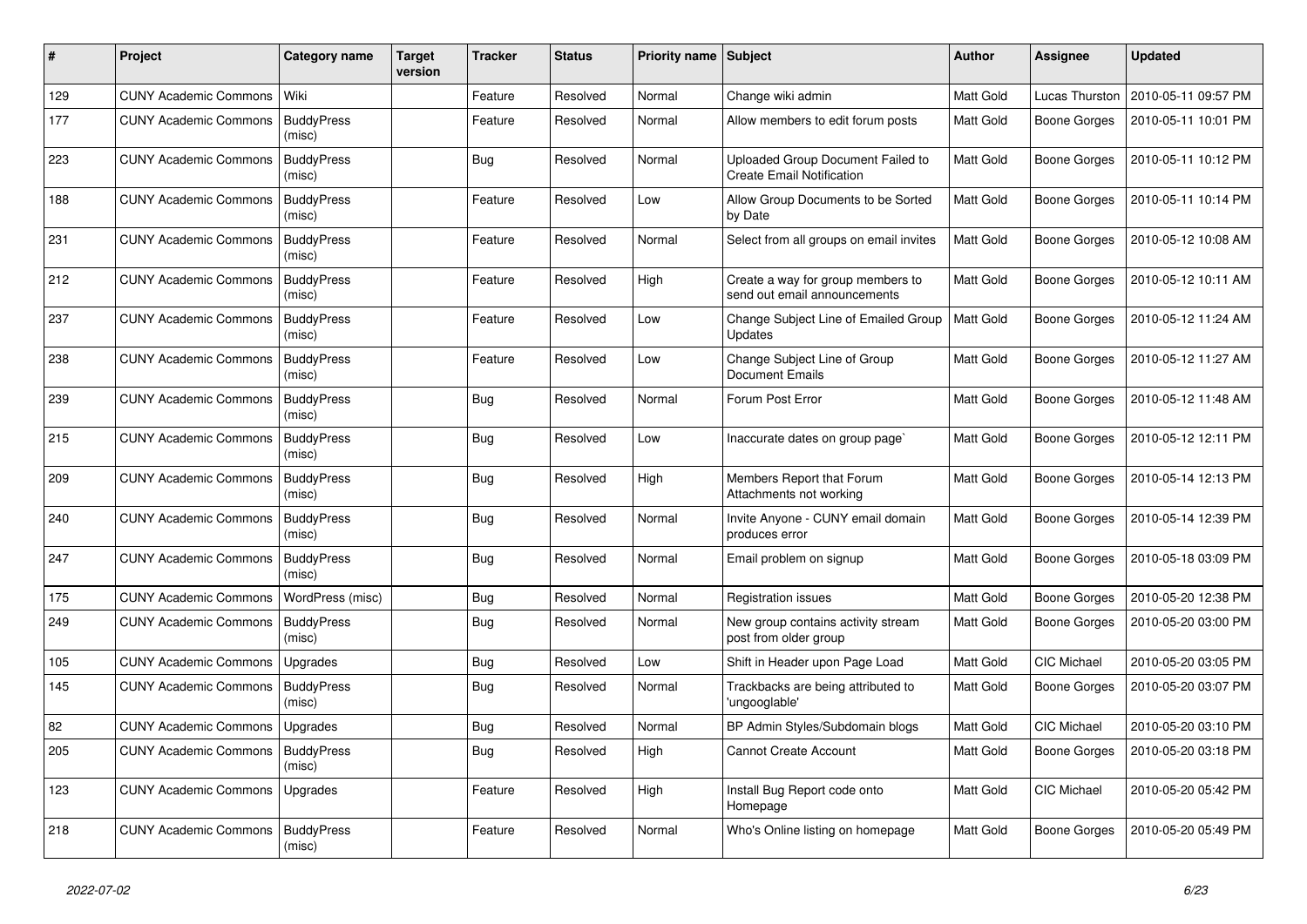| # | Project | Category name | Target version | Tracker | Status | Priority name | Subject | Author | Assignee | Updated |
|---|---|---|---|---|---|---|---|---|---|---|
| 129 | CUNY Academic Commons | Wiki | | Feature | Resolved | Normal | Change wiki admin | Matt Gold | Lucas Thurston | 2010-05-11 09:57 PM |
| 177 | CUNY Academic Commons | BuddyPress (misc) | | Feature | Resolved | Normal | Allow members to edit forum posts | Matt Gold | Boone Gorges | 2010-05-11 10:01 PM |
| 223 | CUNY Academic Commons | BuddyPress (misc) | | Bug | Resolved | Normal | Uploaded Group Document Failed to Create Email Notification | Matt Gold | Boone Gorges | 2010-05-11 10:12 PM |
| 188 | CUNY Academic Commons | BuddyPress (misc) | | Feature | Resolved | Low | Allow Group Documents to be Sorted by Date | Matt Gold | Boone Gorges | 2010-05-11 10:14 PM |
| 231 | CUNY Academic Commons | BuddyPress (misc) | | Feature | Resolved | Normal | Select from all groups on email invites | Matt Gold | Boone Gorges | 2010-05-12 10:08 AM |
| 212 | CUNY Academic Commons | BuddyPress (misc) | | Feature | Resolved | High | Create a way for group members to send out email announcements | Matt Gold | Boone Gorges | 2010-05-12 10:11 AM |
| 237 | CUNY Academic Commons | BuddyPress (misc) | | Feature | Resolved | Low | Change Subject Line of Emailed Group Updates | Matt Gold | Boone Gorges | 2010-05-12 11:24 AM |
| 238 | CUNY Academic Commons | BuddyPress (misc) | | Feature | Resolved | Low | Change Subject Line of Group Document Emails | Matt Gold | Boone Gorges | 2010-05-12 11:27 AM |
| 239 | CUNY Academic Commons | BuddyPress (misc) | | Bug | Resolved | Normal | Forum Post Error | Matt Gold | Boone Gorges | 2010-05-12 11:48 AM |
| 215 | CUNY Academic Commons | BuddyPress (misc) | | Bug | Resolved | Low | Inaccurate dates on group page` | Matt Gold | Boone Gorges | 2010-05-12 12:11 PM |
| 209 | CUNY Academic Commons | BuddyPress (misc) | | Bug | Resolved | High | Members Report that Forum Attachments not working | Matt Gold | Boone Gorges | 2010-05-14 12:13 PM |
| 240 | CUNY Academic Commons | BuddyPress (misc) | | Bug | Resolved | Normal | Invite Anyone - CUNY email domain produces error | Matt Gold | Boone Gorges | 2010-05-14 12:39 PM |
| 247 | CUNY Academic Commons | BuddyPress (misc) | | Bug | Resolved | Normal | Email problem on signup | Matt Gold | Boone Gorges | 2010-05-18 03:09 PM |
| 175 | CUNY Academic Commons | WordPress (misc) | | Bug | Resolved | Normal | Registration issues | Matt Gold | Boone Gorges | 2010-05-20 12:38 PM |
| 249 | CUNY Academic Commons | BuddyPress (misc) | | Bug | Resolved | Normal | New group contains activity stream post from older group | Matt Gold | Boone Gorges | 2010-05-20 03:00 PM |
| 105 | CUNY Academic Commons | Upgrades | | Bug | Resolved | Low | Shift in Header upon Page Load | Matt Gold | CIC Michael | 2010-05-20 03:05 PM |
| 145 | CUNY Academic Commons | BuddyPress (misc) | | Bug | Resolved | Normal | Trackbacks are being attributed to 'ungooglable' | Matt Gold | Boone Gorges | 2010-05-20 03:07 PM |
| 82 | CUNY Academic Commons | Upgrades | | Bug | Resolved | Normal | BP Admin Styles/Subdomain blogs | Matt Gold | CIC Michael | 2010-05-20 03:10 PM |
| 205 | CUNY Academic Commons | BuddyPress (misc) | | Bug | Resolved | High | Cannot Create Account | Matt Gold | Boone Gorges | 2010-05-20 03:18 PM |
| 123 | CUNY Academic Commons | Upgrades | | Feature | Resolved | High | Install Bug Report code onto Homepage | Matt Gold | CIC Michael | 2010-05-20 05:42 PM |
| 218 | CUNY Academic Commons | BuddyPress (misc) | | Feature | Resolved | Normal | Who's Online listing on homepage | Matt Gold | Boone Gorges | 2010-05-20 05:49 PM |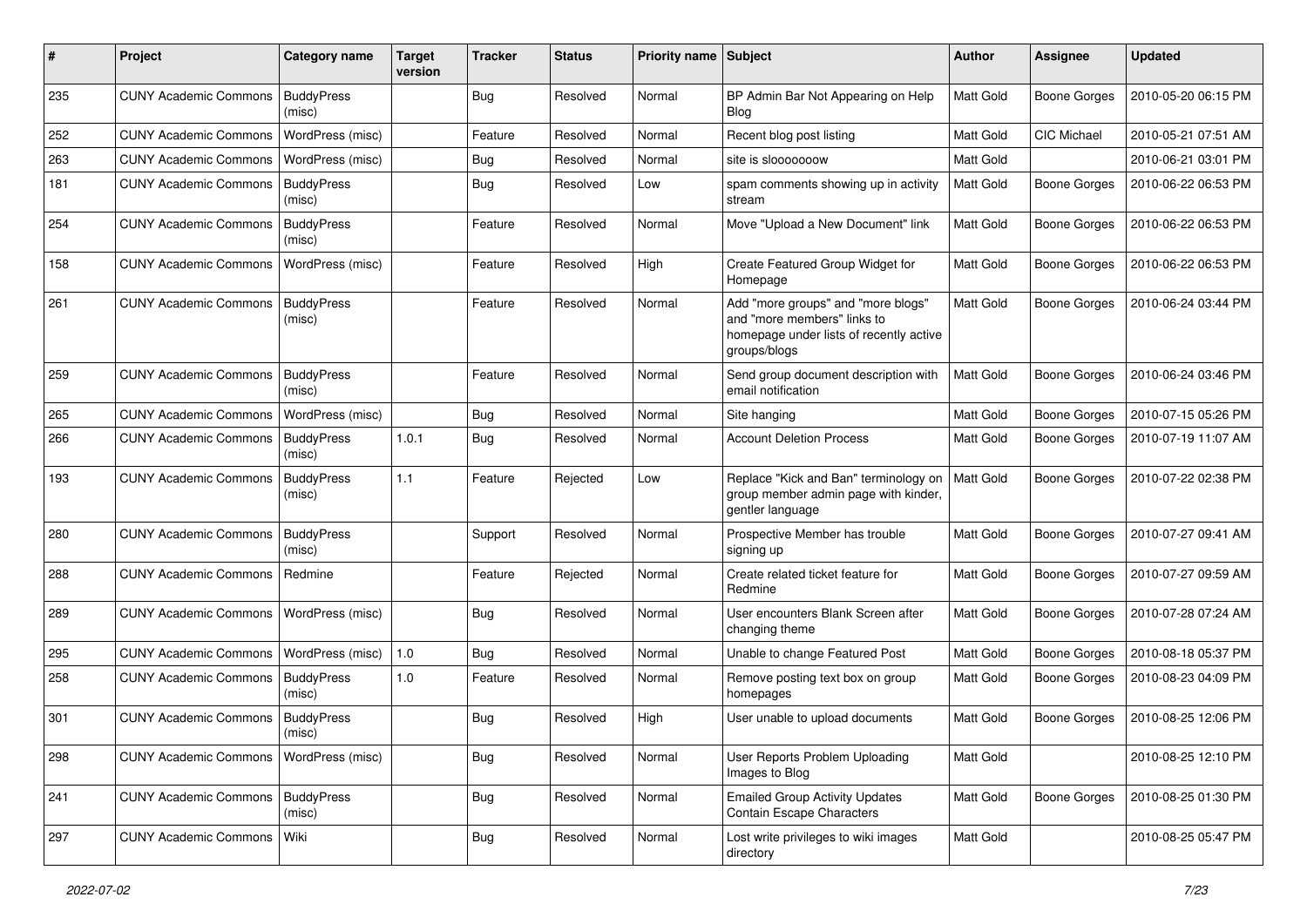| # | Project | Category name | Target version | Tracker | Status | Priority name | Subject | Author | Assignee | Updated |
|---|---|---|---|---|---|---|---|---|---|---|
| 235 | CUNY Academic Commons | BuddyPress (misc) | | Bug | Resolved | Normal | BP Admin Bar Not Appearing on Help Blog | Matt Gold | Boone Gorges | 2010-05-20 06:15 PM |
| 252 | CUNY Academic Commons | WordPress (misc) | | Feature | Resolved | Normal | Recent blog post listing | Matt Gold | CIC Michael | 2010-05-21 07:51 AM |
| 263 | CUNY Academic Commons | WordPress (misc) | | Bug | Resolved | Normal | site is slooooooow | Matt Gold | | 2010-06-21 03:01 PM |
| 181 | CUNY Academic Commons | BuddyPress (misc) | | Bug | Resolved | Low | spam comments showing up in activity stream | Matt Gold | Boone Gorges | 2010-06-22 06:53 PM |
| 254 | CUNY Academic Commons | BuddyPress (misc) | | Feature | Resolved | Normal | Move "Upload a New Document" link | Matt Gold | Boone Gorges | 2010-06-22 06:53 PM |
| 158 | CUNY Academic Commons | WordPress (misc) | | Feature | Resolved | High | Create Featured Group Widget for Homepage | Matt Gold | Boone Gorges | 2010-06-22 06:53 PM |
| 261 | CUNY Academic Commons | BuddyPress (misc) | | Feature | Resolved | Normal | Add "more groups" and "more blogs" and "more members" links to homepage under lists of recently active groups/blogs | Matt Gold | Boone Gorges | 2010-06-24 03:44 PM |
| 259 | CUNY Academic Commons | BuddyPress (misc) | | Feature | Resolved | Normal | Send group document description with email notification | Matt Gold | Boone Gorges | 2010-06-24 03:46 PM |
| 265 | CUNY Academic Commons | WordPress (misc) | | Bug | Resolved | Normal | Site hanging | Matt Gold | Boone Gorges | 2010-07-15 05:26 PM |
| 266 | CUNY Academic Commons | BuddyPress (misc) | 1.0.1 | Bug | Resolved | Normal | Account Deletion Process | Matt Gold | Boone Gorges | 2010-07-19 11:07 AM |
| 193 | CUNY Academic Commons | BuddyPress (misc) | 1.1 | Feature | Rejected | Low | Replace "Kick and Ban" terminology on group member admin page with kinder, gentler language | Matt Gold | Boone Gorges | 2010-07-22 02:38 PM |
| 280 | CUNY Academic Commons | BuddyPress (misc) | | Support | Resolved | Normal | Prospective Member has trouble signing up | Matt Gold | Boone Gorges | 2010-07-27 09:41 AM |
| 288 | CUNY Academic Commons | Redmine | | Feature | Rejected | Normal | Create related ticket feature for Redmine | Matt Gold | Boone Gorges | 2010-07-27 09:59 AM |
| 289 | CUNY Academic Commons | WordPress (misc) | | Bug | Resolved | Normal | User encounters Blank Screen after changing theme | Matt Gold | Boone Gorges | 2010-07-28 07:24 AM |
| 295 | CUNY Academic Commons | WordPress (misc) | 1.0 | Bug | Resolved | Normal | Unable to change Featured Post | Matt Gold | Boone Gorges | 2010-08-18 05:37 PM |
| 258 | CUNY Academic Commons | BuddyPress (misc) | 1.0 | Feature | Resolved | Normal | Remove posting text box on group homepages | Matt Gold | Boone Gorges | 2010-08-23 04:09 PM |
| 301 | CUNY Academic Commons | BuddyPress (misc) | | Bug | Resolved | High | User unable to upload documents | Matt Gold | Boone Gorges | 2010-08-25 12:06 PM |
| 298 | CUNY Academic Commons | WordPress (misc) | | Bug | Resolved | Normal | User Reports Problem Uploading Images to Blog | Matt Gold | | 2010-08-25 12:10 PM |
| 241 | CUNY Academic Commons | BuddyPress (misc) | | Bug | Resolved | Normal | Emailed Group Activity Updates Contain Escape Characters | Matt Gold | Boone Gorges | 2010-08-25 01:30 PM |
| 297 | CUNY Academic Commons | Wiki | | Bug | Resolved | Normal | Lost write privileges to wiki images directory | Matt Gold | | 2010-08-25 05:47 PM |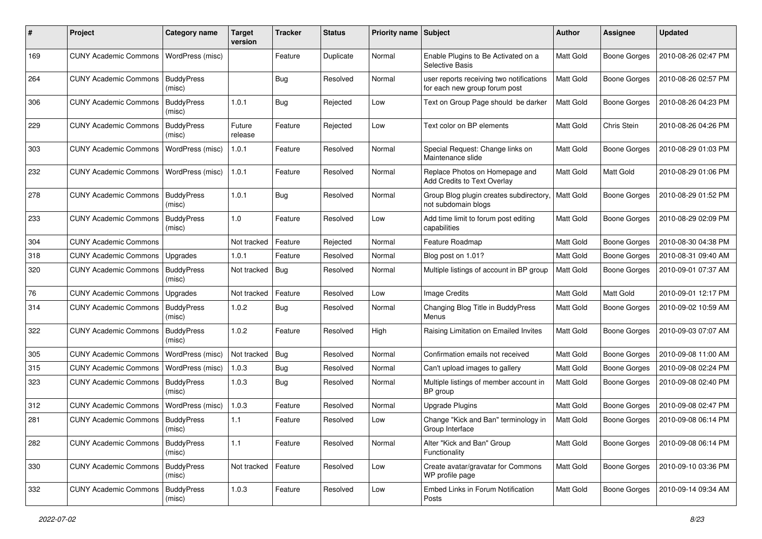| # | Project | Category name | Target version | Tracker | Status | Priority name | Subject | Author | Assignee | Updated |
|---|---|---|---|---|---|---|---|---|---|---|
| 169 | CUNY Academic Commons | WordPress (misc) | | Feature | Duplicate | Normal | Enable Plugins to Be Activated on a Selective Basis | Matt Gold | Boone Gorges | 2010-08-26 02:47 PM |
| 264 | CUNY Academic Commons | BuddyPress (misc) | | Bug | Resolved | Normal | user reports receiving two notifications for each new group forum post | Matt Gold | Boone Gorges | 2010-08-26 02:57 PM |
| 306 | CUNY Academic Commons | BuddyPress (misc) | 1.0.1 | Bug | Rejected | Low | Text on Group Page should be darker | Matt Gold | Boone Gorges | 2010-08-26 04:23 PM |
| 229 | CUNY Academic Commons | BuddyPress (misc) | Future release | Feature | Rejected | Low | Text color on BP elements | Matt Gold | Chris Stein | 2010-08-26 04:26 PM |
| 303 | CUNY Academic Commons | WordPress (misc) | 1.0.1 | Feature | Resolved | Normal | Special Request: Change links on Maintenance slide | Matt Gold | Boone Gorges | 2010-08-29 01:03 PM |
| 232 | CUNY Academic Commons | WordPress (misc) | 1.0.1 | Feature | Resolved | Normal | Replace Photos on Homepage and Add Credits to Text Overlay | Matt Gold | Matt Gold | 2010-08-29 01:06 PM |
| 278 | CUNY Academic Commons | BuddyPress (misc) | 1.0.1 | Bug | Resolved | Normal | Group Blog plugin creates subdirectory, not subdomain blogs | Matt Gold | Boone Gorges | 2010-08-29 01:52 PM |
| 233 | CUNY Academic Commons | BuddyPress (misc) | 1.0 | Feature | Resolved | Low | Add time limit to forum post editing capabilities | Matt Gold | Boone Gorges | 2010-08-29 02:09 PM |
| 304 | CUNY Academic Commons | | Not tracked | Feature | Rejected | Normal | Feature Roadmap | Matt Gold | Boone Gorges | 2010-08-30 04:38 PM |
| 318 | CUNY Academic Commons | Upgrades | 1.0.1 | Feature | Resolved | Normal | Blog post on 1.01? | Matt Gold | Boone Gorges | 2010-08-31 09:40 AM |
| 320 | CUNY Academic Commons | BuddyPress (misc) | Not tracked | Bug | Resolved | Normal | Multiple listings of account in BP group | Matt Gold | Boone Gorges | 2010-09-01 07:37 AM |
| 76 | CUNY Academic Commons | Upgrades | Not tracked | Feature | Resolved | Low | Image Credits | Matt Gold | Matt Gold | 2010-09-01 12:17 PM |
| 314 | CUNY Academic Commons | BuddyPress (misc) | 1.0.2 | Bug | Resolved | Normal | Changing Blog Title in BuddyPress Menus | Matt Gold | Boone Gorges | 2010-09-02 10:59 AM |
| 322 | CUNY Academic Commons | BuddyPress (misc) | 1.0.2 | Feature | Resolved | High | Raising Limitation on Emailed Invites | Matt Gold | Boone Gorges | 2010-09-03 07:07 AM |
| 305 | CUNY Academic Commons | WordPress (misc) | Not tracked | Bug | Resolved | Normal | Confirmation emails not received | Matt Gold | Boone Gorges | 2010-09-08 11:00 AM |
| 315 | CUNY Academic Commons | WordPress (misc) | 1.0.3 | Bug | Resolved | Normal | Can't upload images to gallery | Matt Gold | Boone Gorges | 2010-09-08 02:24 PM |
| 323 | CUNY Academic Commons | BuddyPress (misc) | 1.0.3 | Bug | Resolved | Normal | Multiple listings of member account in BP group | Matt Gold | Boone Gorges | 2010-09-08 02:40 PM |
| 312 | CUNY Academic Commons | WordPress (misc) | 1.0.3 | Feature | Resolved | Normal | Upgrade Plugins | Matt Gold | Boone Gorges | 2010-09-08 02:47 PM |
| 281 | CUNY Academic Commons | BuddyPress (misc) | 1.1 | Feature | Resolved | Low | Change "Kick and Ban" terminology in Group Interface | Matt Gold | Boone Gorges | 2010-09-08 06:14 PM |
| 282 | CUNY Academic Commons | BuddyPress (misc) | 1.1 | Feature | Resolved | Normal | Alter "Kick and Ban" Group Functionality | Matt Gold | Boone Gorges | 2010-09-08 06:14 PM |
| 330 | CUNY Academic Commons | BuddyPress (misc) | Not tracked | Feature | Resolved | Low | Create avatar/gravatar for Commons WP profile page | Matt Gold | Boone Gorges | 2010-09-10 03:36 PM |
| 332 | CUNY Academic Commons | BuddyPress (misc) | 1.0.3 | Feature | Resolved | Low | Embed Links in Forum Notification Posts | Matt Gold | Boone Gorges | 2010-09-14 09:34 AM |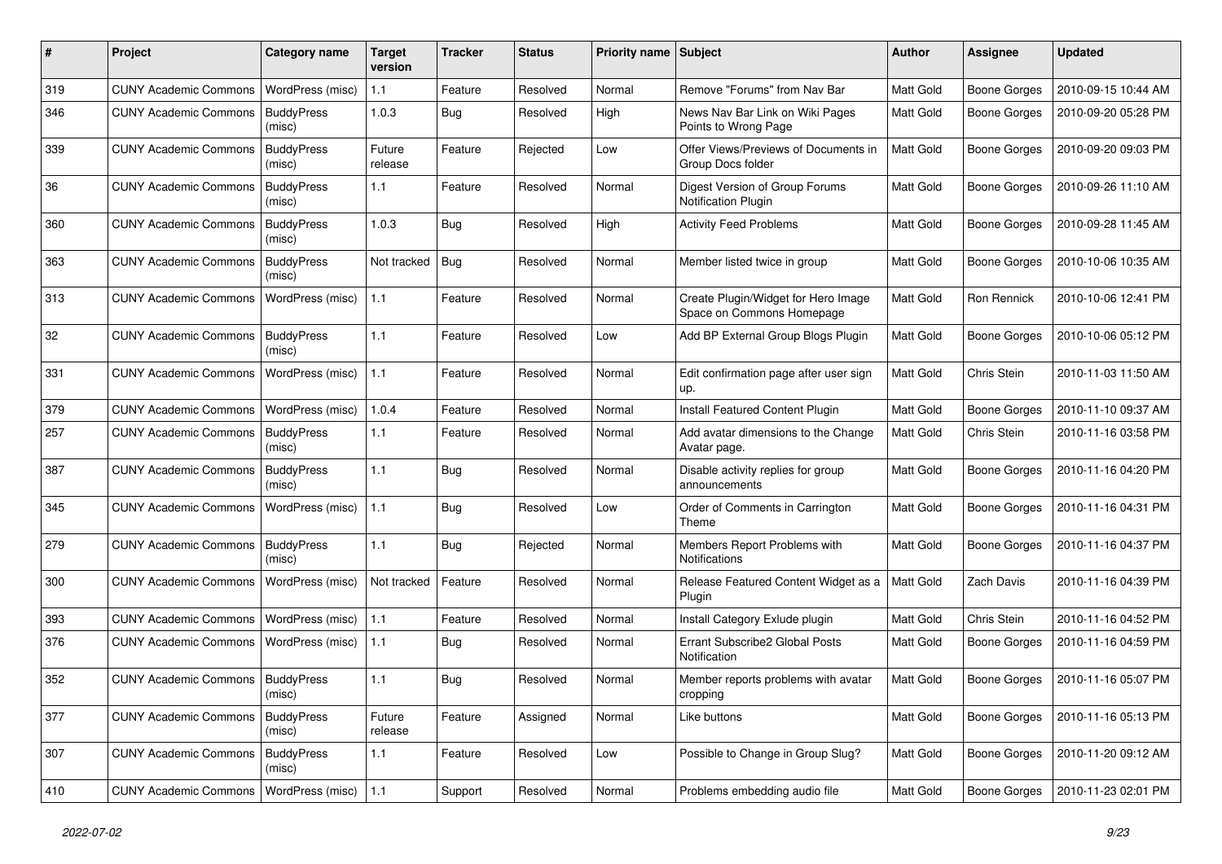| # | Project | Category name | Target version | Tracker | Status | Priority name | Subject | Author | Assignee | Updated |
|---|---|---|---|---|---|---|---|---|---|---|
| 319 | CUNY Academic Commons | WordPress (misc) | 1.1 | Feature | Resolved | Normal | Remove "Forums" from Nav Bar | Matt Gold | Boone Gorges | 2010-09-15 10:44 AM |
| 346 | CUNY Academic Commons | BuddyPress (misc) | 1.0.3 | Bug | Resolved | High | News Nav Bar Link on Wiki Pages Points to Wrong Page | Matt Gold | Boone Gorges | 2010-09-20 05:28 PM |
| 339 | CUNY Academic Commons | BuddyPress (misc) | Future release | Feature | Rejected | Low | Offer Views/Previews of Documents in Group Docs folder | Matt Gold | Boone Gorges | 2010-09-20 09:03 PM |
| 36 | CUNY Academic Commons | BuddyPress (misc) | 1.1 | Feature | Resolved | Normal | Digest Version of Group Forums Notification Plugin | Matt Gold | Boone Gorges | 2010-09-26 11:10 AM |
| 360 | CUNY Academic Commons | BuddyPress (misc) | 1.0.3 | Bug | Resolved | High | Activity Feed Problems | Matt Gold | Boone Gorges | 2010-09-28 11:45 AM |
| 363 | CUNY Academic Commons | BuddyPress (misc) | Not tracked | Bug | Resolved | Normal | Member listed twice in group | Matt Gold | Boone Gorges | 2010-10-06 10:35 AM |
| 313 | CUNY Academic Commons | WordPress (misc) | 1.1 | Feature | Resolved | Normal | Create Plugin/Widget for Hero Image Space on Commons Homepage | Matt Gold | Ron Rennick | 2010-10-06 12:41 PM |
| 32 | CUNY Academic Commons | BuddyPress (misc) | 1.1 | Feature | Resolved | Low | Add BP External Group Blogs Plugin | Matt Gold | Boone Gorges | 2010-10-06 05:12 PM |
| 331 | CUNY Academic Commons | WordPress (misc) | 1.1 | Feature | Resolved | Normal | Edit confirmation page after user sign up. | Matt Gold | Chris Stein | 2010-11-03 11:50 AM |
| 379 | CUNY Academic Commons | WordPress (misc) | 1.0.4 | Feature | Resolved | Normal | Install Featured Content Plugin | Matt Gold | Boone Gorges | 2010-11-10 09:37 AM |
| 257 | CUNY Academic Commons | BuddyPress (misc) | 1.1 | Feature | Resolved | Normal | Add avatar dimensions to the Change Avatar page. | Matt Gold | Chris Stein | 2010-11-16 03:58 PM |
| 387 | CUNY Academic Commons | BuddyPress (misc) | 1.1 | Bug | Resolved | Normal | Disable activity replies for group announcements | Matt Gold | Boone Gorges | 2010-11-16 04:20 PM |
| 345 | CUNY Academic Commons | WordPress (misc) | 1.1 | Bug | Resolved | Low | Order of Comments in Carrington Theme | Matt Gold | Boone Gorges | 2010-11-16 04:31 PM |
| 279 | CUNY Academic Commons | BuddyPress (misc) | 1.1 | Bug | Rejected | Normal | Members Report Problems with Notifications | Matt Gold | Boone Gorges | 2010-11-16 04:37 PM |
| 300 | CUNY Academic Commons | WordPress (misc) | Not tracked | Feature | Resolved | Normal | Release Featured Content Widget as a Plugin | Matt Gold | Zach Davis | 2010-11-16 04:39 PM |
| 393 | CUNY Academic Commons | WordPress (misc) | 1.1 | Feature | Resolved | Normal | Install Category Exlude plugin | Matt Gold | Chris Stein | 2010-11-16 04:52 PM |
| 376 | CUNY Academic Commons | WordPress (misc) | 1.1 | Bug | Resolved | Normal | Errant Subscribe2 Global Posts Notification | Matt Gold | Boone Gorges | 2010-11-16 04:59 PM |
| 352 | CUNY Academic Commons | BuddyPress (misc) | 1.1 | Bug | Resolved | Normal | Member reports problems with avatar cropping | Matt Gold | Boone Gorges | 2010-11-16 05:07 PM |
| 377 | CUNY Academic Commons | BuddyPress (misc) | Future release | Feature | Assigned | Normal | Like buttons | Matt Gold | Boone Gorges | 2010-11-16 05:13 PM |
| 307 | CUNY Academic Commons | BuddyPress (misc) | 1.1 | Feature | Resolved | Low | Possible to Change in Group Slug? | Matt Gold | Boone Gorges | 2010-11-20 09:12 AM |
| 410 | CUNY Academic Commons | WordPress (misc) | 1.1 | Support | Resolved | Normal | Problems embedding audio file | Matt Gold | Boone Gorges | 2010-11-23 02:01 PM |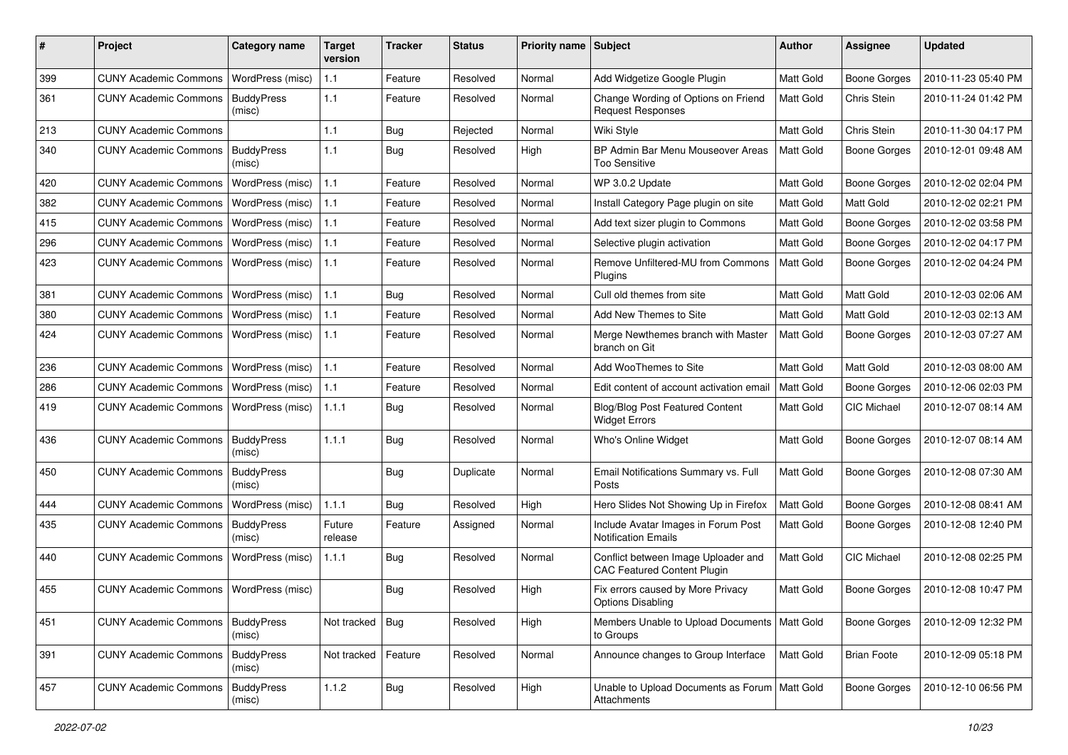| # | Project | Category name | Target version | Tracker | Status | Priority name | Subject | Author | Assignee | Updated |
|---|---|---|---|---|---|---|---|---|---|---|
| 399 | CUNY Academic Commons | WordPress (misc) | 1.1 | Feature | Resolved | Normal | Add Widgetize Google Plugin | Matt Gold | Boone Gorges | 2010-11-23 05:40 PM |
| 361 | CUNY Academic Commons | BuddyPress (misc) | 1.1 | Feature | Resolved | Normal | Change Wording of Options on Friend Request Responses | Matt Gold | Chris Stein | 2010-11-24 01:42 PM |
| 213 | CUNY Academic Commons | | 1.1 | Bug | Rejected | Normal | Wiki Style | Matt Gold | Chris Stein | 2010-11-30 04:17 PM |
| 340 | CUNY Academic Commons | BuddyPress (misc) | 1.1 | Bug | Resolved | High | BP Admin Bar Menu Mouseover Areas Too Sensitive | Matt Gold | Boone Gorges | 2010-12-01 09:48 AM |
| 420 | CUNY Academic Commons | WordPress (misc) | 1.1 | Feature | Resolved | Normal | WP 3.0.2 Update | Matt Gold | Boone Gorges | 2010-12-02 02:04 PM |
| 382 | CUNY Academic Commons | WordPress (misc) | 1.1 | Feature | Resolved | Normal | Install Category Page plugin on site | Matt Gold | Matt Gold | 2010-12-02 02:21 PM |
| 415 | CUNY Academic Commons | WordPress (misc) | 1.1 | Feature | Resolved | Normal | Add text sizer plugin to Commons | Matt Gold | Boone Gorges | 2010-12-02 03:58 PM |
| 296 | CUNY Academic Commons | WordPress (misc) | 1.1 | Feature | Resolved | Normal | Selective plugin activation | Matt Gold | Boone Gorges | 2010-12-02 04:17 PM |
| 423 | CUNY Academic Commons | WordPress (misc) | 1.1 | Feature | Resolved | Normal | Remove Unfiltered-MU from Commons Plugins | Matt Gold | Boone Gorges | 2010-12-02 04:24 PM |
| 381 | CUNY Academic Commons | WordPress (misc) | 1.1 | Bug | Resolved | Normal | Cull old themes from site | Matt Gold | Matt Gold | 2010-12-03 02:06 AM |
| 380 | CUNY Academic Commons | WordPress (misc) | 1.1 | Feature | Resolved | Normal | Add New Themes to Site | Matt Gold | Matt Gold | 2010-12-03 02:13 AM |
| 424 | CUNY Academic Commons | WordPress (misc) | 1.1 | Feature | Resolved | Normal | Merge Newthemes branch with Master branch on Git | Matt Gold | Boone Gorges | 2010-12-03 07:27 AM |
| 236 | CUNY Academic Commons | WordPress (misc) | 1.1 | Feature | Resolved | Normal | Add WooThemes to Site | Matt Gold | Matt Gold | 2010-12-03 08:00 AM |
| 286 | CUNY Academic Commons | WordPress (misc) | 1.1 | Feature | Resolved | Normal | Edit content of account activation email | Matt Gold | Boone Gorges | 2010-12-06 02:03 PM |
| 419 | CUNY Academic Commons | WordPress (misc) | 1.1.1 | Bug | Resolved | Normal | Blog/Blog Post Featured Content Widget Errors | Matt Gold | CIC Michael | 2010-12-07 08:14 AM |
| 436 | CUNY Academic Commons | BuddyPress (misc) | 1.1.1 | Bug | Resolved | Normal | Who's Online Widget | Matt Gold | Boone Gorges | 2010-12-07 08:14 AM |
| 450 | CUNY Academic Commons | BuddyPress (misc) | | Bug | Duplicate | Normal | Email Notifications Summary vs. Full Posts | Matt Gold | Boone Gorges | 2010-12-08 07:30 AM |
| 444 | CUNY Academic Commons | WordPress (misc) | 1.1.1 | Bug | Resolved | High | Hero Slides Not Showing Up in Firefox | Matt Gold | Boone Gorges | 2010-12-08 08:41 AM |
| 435 | CUNY Academic Commons | BuddyPress (misc) | Future release | Feature | Assigned | Normal | Include Avatar Images in Forum Post Notification Emails | Matt Gold | Boone Gorges | 2010-12-08 12:40 PM |
| 440 | CUNY Academic Commons | WordPress (misc) | 1.1.1 | Bug | Resolved | Normal | Conflict between Image Uploader and CAC Featured Content Plugin | Matt Gold | CIC Michael | 2010-12-08 02:25 PM |
| 455 | CUNY Academic Commons | WordPress (misc) | | Bug | Resolved | High | Fix errors caused by More Privacy Options Disabling | Matt Gold | Boone Gorges | 2010-12-08 10:47 PM |
| 451 | CUNY Academic Commons | BuddyPress (misc) | Not tracked | Bug | Resolved | High | Members Unable to Upload Documents to Groups | Matt Gold | Boone Gorges | 2010-12-09 12:32 PM |
| 391 | CUNY Academic Commons | BuddyPress (misc) | Not tracked | Feature | Resolved | Normal | Announce changes to Group Interface | Matt Gold | Brian Foote | 2010-12-09 05:18 PM |
| 457 | CUNY Academic Commons | BuddyPress (misc) | 1.1.2 | Bug | Resolved | High | Unable to Upload Documents as Forum Attachments | Matt Gold | Boone Gorges | 2010-12-10 06:56 PM |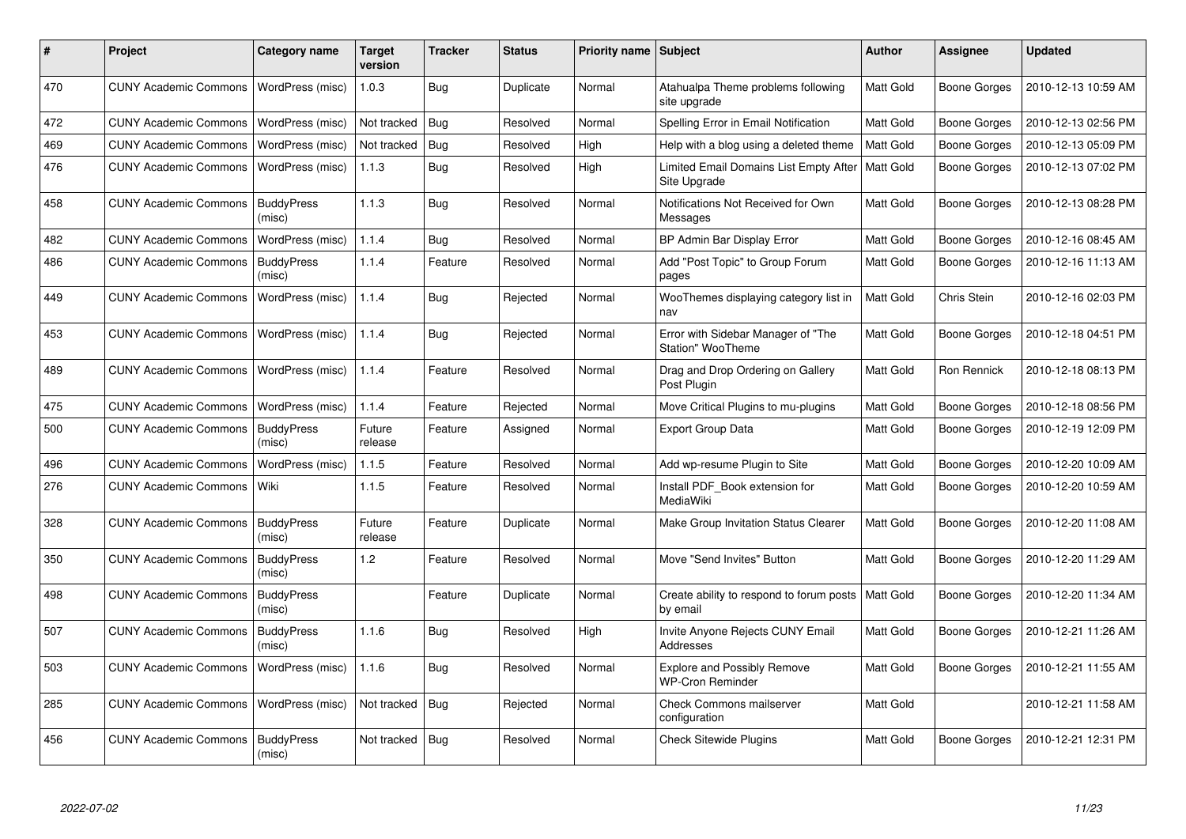| # | Project | Category name | Target version | Tracker | Status | Priority name | Subject | Author | Assignee | Updated |
|---|---|---|---|---|---|---|---|---|---|---|
| 470 | CUNY Academic Commons | WordPress (misc) | 1.0.3 | Bug | Duplicate | Normal | Atahualpa Theme problems following site upgrade | Matt Gold | Boone Gorges | 2010-12-13 10:59 AM |
| 472 | CUNY Academic Commons | WordPress (misc) | Not tracked | Bug | Resolved | Normal | Spelling Error in Email Notification | Matt Gold | Boone Gorges | 2010-12-13 02:56 PM |
| 469 | CUNY Academic Commons | WordPress (misc) | Not tracked | Bug | Resolved | High | Help with a blog using a deleted theme | Matt Gold | Boone Gorges | 2010-12-13 05:09 PM |
| 476 | CUNY Academic Commons | WordPress (misc) | 1.1.3 | Bug | Resolved | High | Limited Email Domains List Empty After Site Upgrade | Matt Gold | Boone Gorges | 2010-12-13 07:02 PM |
| 458 | CUNY Academic Commons | BuddyPress (misc) | 1.1.3 | Bug | Resolved | Normal | Notifications Not Received for Own Messages | Matt Gold | Boone Gorges | 2010-12-13 08:28 PM |
| 482 | CUNY Academic Commons | WordPress (misc) | 1.1.4 | Bug | Resolved | Normal | BP Admin Bar Display Error | Matt Gold | Boone Gorges | 2010-12-16 08:45 AM |
| 486 | CUNY Academic Commons | BuddyPress (misc) | 1.1.4 | Feature | Resolved | Normal | Add "Post Topic" to Group Forum pages | Matt Gold | Boone Gorges | 2010-12-16 11:13 AM |
| 449 | CUNY Academic Commons | WordPress (misc) | 1.1.4 | Bug | Rejected | Normal | WooThemes displaying category list in nav | Matt Gold | Chris Stein | 2010-12-16 02:03 PM |
| 453 | CUNY Academic Commons | WordPress (misc) | 1.1.4 | Bug | Rejected | Normal | Error with Sidebar Manager of "The Station" WooTheme | Matt Gold | Boone Gorges | 2010-12-18 04:51 PM |
| 489 | CUNY Academic Commons | WordPress (misc) | 1.1.4 | Feature | Resolved | Normal | Drag and Drop Ordering on Gallery Post Plugin | Matt Gold | Ron Rennick | 2010-12-18 08:13 PM |
| 475 | CUNY Academic Commons | WordPress (misc) | 1.1.4 | Feature | Rejected | Normal | Move Critical Plugins to mu-plugins | Matt Gold | Boone Gorges | 2010-12-18 08:56 PM |
| 500 | CUNY Academic Commons | BuddyPress (misc) | Future release | Feature | Assigned | Normal | Export Group Data | Matt Gold | Boone Gorges | 2010-12-19 12:09 PM |
| 496 | CUNY Academic Commons | WordPress (misc) | 1.1.5 | Feature | Resolved | Normal | Add wp-resume Plugin to Site | Matt Gold | Boone Gorges | 2010-12-20 10:09 AM |
| 276 | CUNY Academic Commons | Wiki | 1.1.5 | Feature | Resolved | Normal | Install PDF_Book extension for MediaWiki | Matt Gold | Boone Gorges | 2010-12-20 10:59 AM |
| 328 | CUNY Academic Commons | BuddyPress (misc) | Future release | Feature | Duplicate | Normal | Make Group Invitation Status Clearer | Matt Gold | Boone Gorges | 2010-12-20 11:08 AM |
| 350 | CUNY Academic Commons | BuddyPress (misc) | 1.2 | Feature | Resolved | Normal | Move "Send Invites" Button | Matt Gold | Boone Gorges | 2010-12-20 11:29 AM |
| 498 | CUNY Academic Commons | BuddyPress (misc) | | Feature | Duplicate | Normal | Create ability to respond to forum posts by email | Matt Gold | Boone Gorges | 2010-12-20 11:34 AM |
| 507 | CUNY Academic Commons | BuddyPress (misc) | 1.1.6 | Bug | Resolved | High | Invite Anyone Rejects CUNY Email Addresses | Matt Gold | Boone Gorges | 2010-12-21 11:26 AM |
| 503 | CUNY Academic Commons | WordPress (misc) | 1.1.6 | Bug | Resolved | Normal | Explore and Possibly Remove WP-Cron Reminder | Matt Gold | Boone Gorges | 2010-12-21 11:55 AM |
| 285 | CUNY Academic Commons | WordPress (misc) | Not tracked | Bug | Rejected | Normal | Check Commons mailserver configuration | Matt Gold | | 2010-12-21 11:58 AM |
| 456 | CUNY Academic Commons | BuddyPress (misc) | Not tracked | Bug | Resolved | Normal | Check Sitewide Plugins | Matt Gold | Boone Gorges | 2010-12-21 12:31 PM |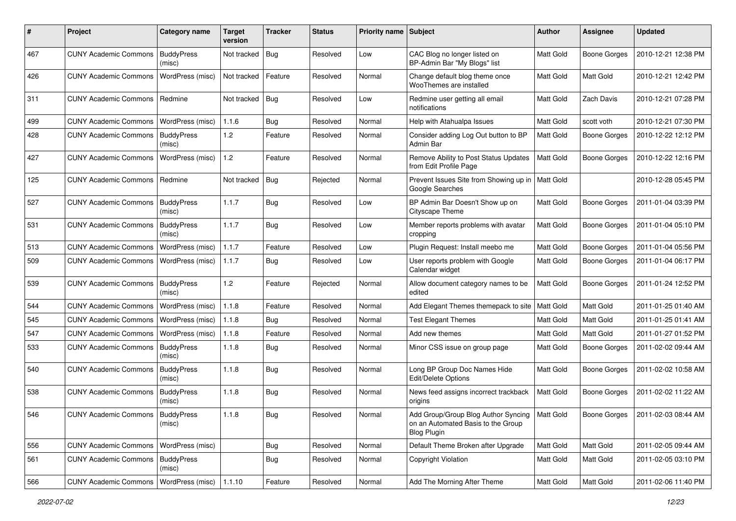| # | Project | Category name | Target version | Tracker | Status | Priority name | Subject | Author | Assignee | Updated |
|---|---|---|---|---|---|---|---|---|---|---|
| 467 | CUNY Academic Commons | BuddyPress (misc) | Not tracked | Bug | Resolved | Low | CAC Blog no longer listed on BP-Admin Bar "My Blogs" list | Matt Gold | Boone Gorges | 2010-12-21 12:38 PM |
| 426 | CUNY Academic Commons | WordPress (misc) | Not tracked | Feature | Resolved | Normal | Change default blog theme once WooThemes are installed | Matt Gold | Matt Gold | 2010-12-21 12:42 PM |
| 311 | CUNY Academic Commons | Redmine | Not tracked | Bug | Resolved | Low | Redmine user getting all email notifications | Matt Gold | Zach Davis | 2010-12-21 07:28 PM |
| 499 | CUNY Academic Commons | WordPress (misc) | 1.1.6 | Bug | Resolved | Normal | Help with Atahualpa Issues | Matt Gold | scott voth | 2010-12-21 07:30 PM |
| 428 | CUNY Academic Commons | BuddyPress (misc) | 1.2 | Feature | Resolved | Normal | Consider adding Log Out button to BP Admin Bar | Matt Gold | Boone Gorges | 2010-12-22 12:12 PM |
| 427 | CUNY Academic Commons | WordPress (misc) | 1.2 | Feature | Resolved | Normal | Remove Ability to Post Status Updates from Edit Profile Page | Matt Gold | Boone Gorges | 2010-12-22 12:16 PM |
| 125 | CUNY Academic Commons | Redmine | Not tracked | Bug | Rejected | Normal | Prevent Issues Site from Showing up in Google Searches | Matt Gold | | 2010-12-28 05:45 PM |
| 527 | CUNY Academic Commons | BuddyPress (misc) | 1.1.7 | Bug | Resolved | Low | BP Admin Bar Doesn't Show up on Cityscape Theme | Matt Gold | Boone Gorges | 2011-01-04 03:39 PM |
| 531 | CUNY Academic Commons | BuddyPress (misc) | 1.1.7 | Bug | Resolved | Low | Member reports problems with avatar cropping | Matt Gold | Boone Gorges | 2011-01-04 05:10 PM |
| 513 | CUNY Academic Commons | WordPress (misc) | 1.1.7 | Feature | Resolved | Low | Plugin Request: Install meebo me | Matt Gold | Boone Gorges | 2011-01-04 05:56 PM |
| 509 | CUNY Academic Commons | WordPress (misc) | 1.1.7 | Bug | Resolved | Low | User reports problem with Google Calendar widget | Matt Gold | Boone Gorges | 2011-01-04 06:17 PM |
| 539 | CUNY Academic Commons | BuddyPress (misc) | 1.2 | Feature | Rejected | Normal | Allow document category names to be edited | Matt Gold | Boone Gorges | 2011-01-24 12:52 PM |
| 544 | CUNY Academic Commons | WordPress (misc) | 1.1.8 | Feature | Resolved | Normal | Add Elegant Themes themepack to site | Matt Gold | Matt Gold | 2011-01-25 01:40 AM |
| 545 | CUNY Academic Commons | WordPress (misc) | 1.1.8 | Bug | Resolved | Normal | Test Elegant Themes | Matt Gold | Matt Gold | 2011-01-25 01:41 AM |
| 547 | CUNY Academic Commons | WordPress (misc) | 1.1.8 | Feature | Resolved | Normal | Add new themes | Matt Gold | Matt Gold | 2011-01-27 01:52 PM |
| 533 | CUNY Academic Commons | BuddyPress (misc) | 1.1.8 | Bug | Resolved | Normal | Minor CSS issue on group page | Matt Gold | Boone Gorges | 2011-02-02 09:44 AM |
| 540 | CUNY Academic Commons | BuddyPress (misc) | 1.1.8 | Bug | Resolved | Normal | Long BP Group Doc Names Hide Edit/Delete Options | Matt Gold | Boone Gorges | 2011-02-02 10:58 AM |
| 538 | CUNY Academic Commons | BuddyPress (misc) | 1.1.8 | Bug | Resolved | Normal | News feed assigns incorrect trackback origins | Matt Gold | Boone Gorges | 2011-02-02 11:22 AM |
| 546 | CUNY Academic Commons | BuddyPress (misc) | 1.1.8 | Bug | Resolved | Normal | Add Group/Group Blog Author Syncing on an Automated Basis to the Group Blog Plugin | Matt Gold | Boone Gorges | 2011-02-03 08:44 AM |
| 556 | CUNY Academic Commons | WordPress (misc) | | Bug | Resolved | Normal | Default Theme Broken after Upgrade | Matt Gold | Matt Gold | 2011-02-05 09:44 AM |
| 561 | CUNY Academic Commons | BuddyPress (misc) | | Bug | Resolved | Normal | Copyright Violation | Matt Gold | Matt Gold | 2011-02-05 03:10 PM |
| 566 | CUNY Academic Commons | WordPress (misc) | 1.1.10 | Feature | Resolved | Normal | Add The Morning After Theme | Matt Gold | Matt Gold | 2011-02-06 11:40 PM |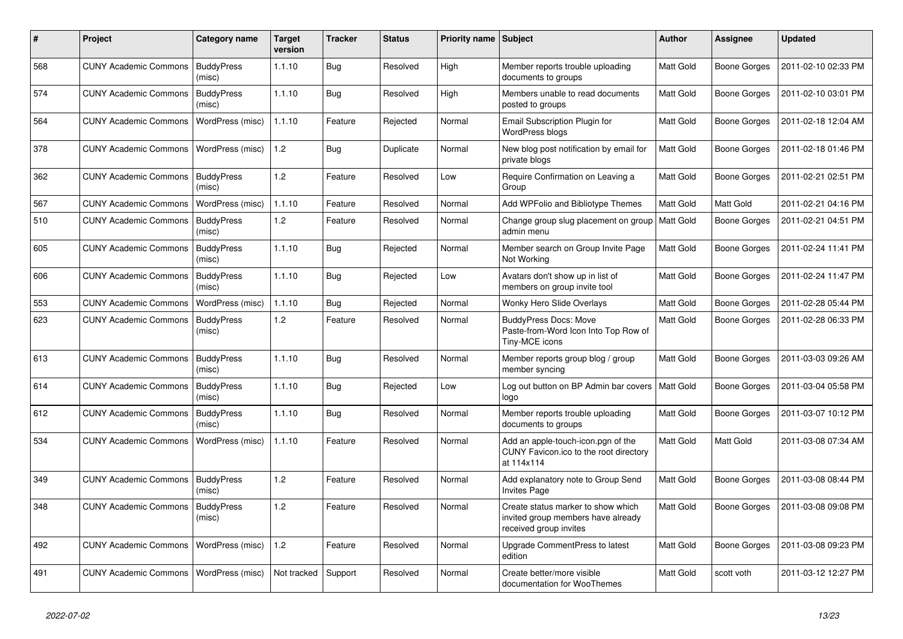| # | Project | Category name | Target version | Tracker | Status | Priority name | Subject | Author | Assignee | Updated |
|---|---|---|---|---|---|---|---|---|---|---|
| 568 | CUNY Academic Commons | BuddyPress (misc) | 1.1.10 | Bug | Resolved | High | Member reports trouble uploading documents to groups | Matt Gold | Boone Gorges | 2011-02-10 02:33 PM |
| 574 | CUNY Academic Commons | BuddyPress (misc) | 1.1.10 | Bug | Resolved | High | Members unable to read documents posted to groups | Matt Gold | Boone Gorges | 2011-02-10 03:01 PM |
| 564 | CUNY Academic Commons | WordPress (misc) | 1.1.10 | Feature | Rejected | Normal | Email Subscription Plugin for WordPress blogs | Matt Gold | Boone Gorges | 2011-02-18 12:04 AM |
| 378 | CUNY Academic Commons | WordPress (misc) | 1.2 | Bug | Duplicate | Normal | New blog post notification by email for private blogs | Matt Gold | Boone Gorges | 2011-02-18 01:46 PM |
| 362 | CUNY Academic Commons | BuddyPress (misc) | 1.2 | Feature | Resolved | Low | Require Confirmation on Leaving a Group | Matt Gold | Boone Gorges | 2011-02-21 02:51 PM |
| 567 | CUNY Academic Commons | WordPress (misc) | 1.1.10 | Feature | Resolved | Normal | Add WPFolio and Bibliotype Themes | Matt Gold | Matt Gold | 2011-02-21 04:16 PM |
| 510 | CUNY Academic Commons | BuddyPress (misc) | 1.2 | Feature | Resolved | Normal | Change group slug placement on group admin menu | Matt Gold | Boone Gorges | 2011-02-21 04:51 PM |
| 605 | CUNY Academic Commons | BuddyPress (misc) | 1.1.10 | Bug | Rejected | Normal | Member search on Group Invite Page Not Working | Matt Gold | Boone Gorges | 2011-02-24 11:41 PM |
| 606 | CUNY Academic Commons | BuddyPress (misc) | 1.1.10 | Bug | Rejected | Low | Avatars don't show up in list of members on group invite tool | Matt Gold | Boone Gorges | 2011-02-24 11:47 PM |
| 553 | CUNY Academic Commons | WordPress (misc) | 1.1.10 | Bug | Rejected | Normal | Wonky Hero Slide Overlays | Matt Gold | Boone Gorges | 2011-02-28 05:44 PM |
| 623 | CUNY Academic Commons | BuddyPress (misc) | 1.2 | Feature | Resolved | Normal | BuddyPress Docs: Move Paste-from-Word Icon Into Top Row of Tiny-MCE icons | Matt Gold | Boone Gorges | 2011-02-28 06:33 PM |
| 613 | CUNY Academic Commons | BuddyPress (misc) | 1.1.10 | Bug | Resolved | Normal | Member reports group blog / group member syncing | Matt Gold | Boone Gorges | 2011-03-03 09:26 AM |
| 614 | CUNY Academic Commons | BuddyPress (misc) | 1.1.10 | Bug | Rejected | Low | Log out button on BP Admin bar covers logo | Matt Gold | Boone Gorges | 2011-03-04 05:58 PM |
| 612 | CUNY Academic Commons | BuddyPress (misc) | 1.1.10 | Bug | Resolved | Normal | Member reports trouble uploading documents to groups | Matt Gold | Boone Gorges | 2011-03-07 10:12 PM |
| 534 | CUNY Academic Commons | WordPress (misc) | 1.1.10 | Feature | Resolved | Normal | Add an apple-touch-icon.pgn of the CUNY Favicon.ico to the root directory at 114x114 | Matt Gold | Matt Gold | 2011-03-08 07:34 AM |
| 349 | CUNY Academic Commons | BuddyPress (misc) | 1.2 | Feature | Resolved | Normal | Add explanatory note to Group Send Invites Page | Matt Gold | Boone Gorges | 2011-03-08 08:44 PM |
| 348 | CUNY Academic Commons | BuddyPress (misc) | 1.2 | Feature | Resolved | Normal | Create status marker to show which invited group members have already received group invites | Matt Gold | Boone Gorges | 2011-03-08 09:08 PM |
| 492 | CUNY Academic Commons | WordPress (misc) | 1.2 | Feature | Resolved | Normal | Upgrade CommentPress to latest edition | Matt Gold | Boone Gorges | 2011-03-08 09:23 PM |
| 491 | CUNY Academic Commons | WordPress (misc) | Not tracked | Support | Resolved | Normal | Create better/more visible documentation for WooThemes | Matt Gold | scott voth | 2011-03-12 12:27 PM |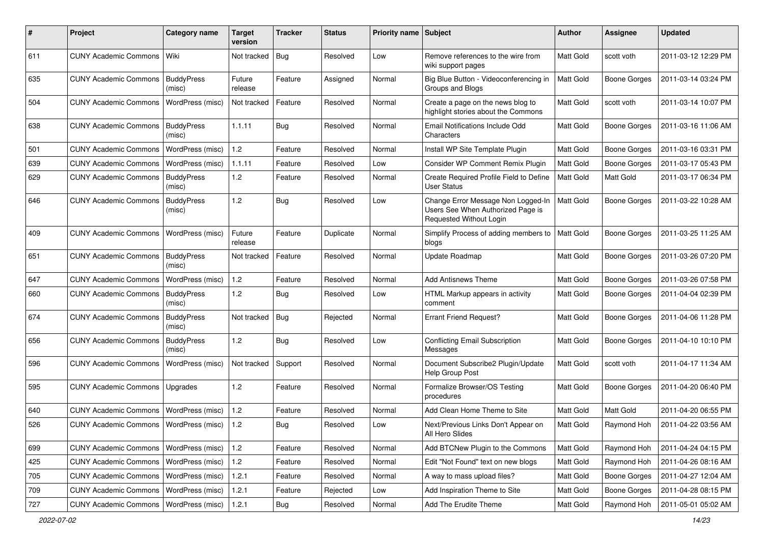| # | Project | Category name | Target version | Tracker | Status | Priority name | Subject | Author | Assignee | Updated |
|---|---|---|---|---|---|---|---|---|---|---|
| 611 | CUNY Academic Commons | Wiki | Not tracked | Bug | Resolved | Low | Remove references to the wire from wiki support pages | Matt Gold | scott voth | 2011-03-12 12:29 PM |
| 635 | CUNY Academic Commons | BuddyPress (misc) | Future release | Feature | Assigned | Normal | Big Blue Button - Videoconferencing in Groups and Blogs | Matt Gold | Boone Gorges | 2011-03-14 03:24 PM |
| 504 | CUNY Academic Commons | WordPress (misc) | Not tracked | Feature | Resolved | Normal | Create a page on the news blog to highlight stories about the Commons | Matt Gold | scott voth | 2011-03-14 10:07 PM |
| 638 | CUNY Academic Commons | BuddyPress (misc) | 1.1.11 | Bug | Resolved | Normal | Email Notifications Include Odd Characters | Matt Gold | Boone Gorges | 2011-03-16 11:06 AM |
| 501 | CUNY Academic Commons | WordPress (misc) | 1.2 | Feature | Resolved | Normal | Install WP Site Template Plugin | Matt Gold | Boone Gorges | 2011-03-16 03:31 PM |
| 639 | CUNY Academic Commons | WordPress (misc) | 1.1.11 | Feature | Resolved | Low | Consider WP Comment Remix Plugin | Matt Gold | Boone Gorges | 2011-03-17 05:43 PM |
| 629 | CUNY Academic Commons | BuddyPress (misc) | 1.2 | Feature | Resolved | Normal | Create Required Profile Field to Define User Status | Matt Gold | Matt Gold | 2011-03-17 06:34 PM |
| 646 | CUNY Academic Commons | BuddyPress (misc) | 1.2 | Bug | Resolved | Low | Change Error Message Non Logged-In Users See When Authorized Page is Requested Without Login | Matt Gold | Boone Gorges | 2011-03-22 10:28 AM |
| 409 | CUNY Academic Commons | WordPress (misc) | Future release | Feature | Duplicate | Normal | Simplify Process of adding members to blogs | Matt Gold | Boone Gorges | 2011-03-25 11:25 AM |
| 651 | CUNY Academic Commons | BuddyPress (misc) | Not tracked | Feature | Resolved | Normal | Update Roadmap | Matt Gold | Boone Gorges | 2011-03-26 07:20 PM |
| 647 | CUNY Academic Commons | WordPress (misc) | 1.2 | Feature | Resolved | Normal | Add Antisnews Theme | Matt Gold | Boone Gorges | 2011-03-26 07:58 PM |
| 660 | CUNY Academic Commons | BuddyPress (misc) | 1.2 | Bug | Resolved | Low | HTML Markup appears in activity comment | Matt Gold | Boone Gorges | 2011-04-04 02:39 PM |
| 674 | CUNY Academic Commons | BuddyPress (misc) | Not tracked | Bug | Rejected | Normal | Errant Friend Request? | Matt Gold | Boone Gorges | 2011-04-06 11:28 PM |
| 656 | CUNY Academic Commons | BuddyPress (misc) | 1.2 | Bug | Resolved | Low | Conflicting Email Subscription Messages | Matt Gold | Boone Gorges | 2011-04-10 10:10 PM |
| 596 | CUNY Academic Commons | WordPress (misc) | Not tracked | Support | Resolved | Normal | Document Subscribe2 Plugin/Update Help Group Post | Matt Gold | scott voth | 2011-04-17 11:34 AM |
| 595 | CUNY Academic Commons | Upgrades | 1.2 | Feature | Resolved | Normal | Formalize Browser/OS Testing procedures | Matt Gold | Boone Gorges | 2011-04-20 06:40 PM |
| 640 | CUNY Academic Commons | WordPress (misc) | 1.2 | Feature | Resolved | Normal | Add Clean Home Theme to Site | Matt Gold | Matt Gold | 2011-04-20 06:55 PM |
| 526 | CUNY Academic Commons | WordPress (misc) | 1.2 | Bug | Resolved | Low | Next/Previous Links Don't Appear on All Hero Slides | Matt Gold | Raymond Hoh | 2011-04-22 03:56 AM |
| 699 | CUNY Academic Commons | WordPress (misc) | 1.2 | Feature | Resolved | Normal | Add BTCNew Plugin to the Commons | Matt Gold | Raymond Hoh | 2011-04-24 04:15 PM |
| 425 | CUNY Academic Commons | WordPress (misc) | 1.2 | Feature | Resolved | Normal | Edit "Not Found" text on new blogs | Matt Gold | Raymond Hoh | 2011-04-26 08:16 AM |
| 705 | CUNY Academic Commons | WordPress (misc) | 1.2.1 | Feature | Resolved | Normal | A way to mass upload files? | Matt Gold | Boone Gorges | 2011-04-27 12:04 AM |
| 709 | CUNY Academic Commons | WordPress (misc) | 1.2.1 | Feature | Rejected | Low | Add Inspiration Theme to Site | Matt Gold | Boone Gorges | 2011-04-28 08:15 PM |
| 727 | CUNY Academic Commons | WordPress (misc) | 1.2.1 | Bug | Resolved | Normal | Add The Erudite Theme | Matt Gold | Raymond Hoh | 2011-05-01 05:02 AM |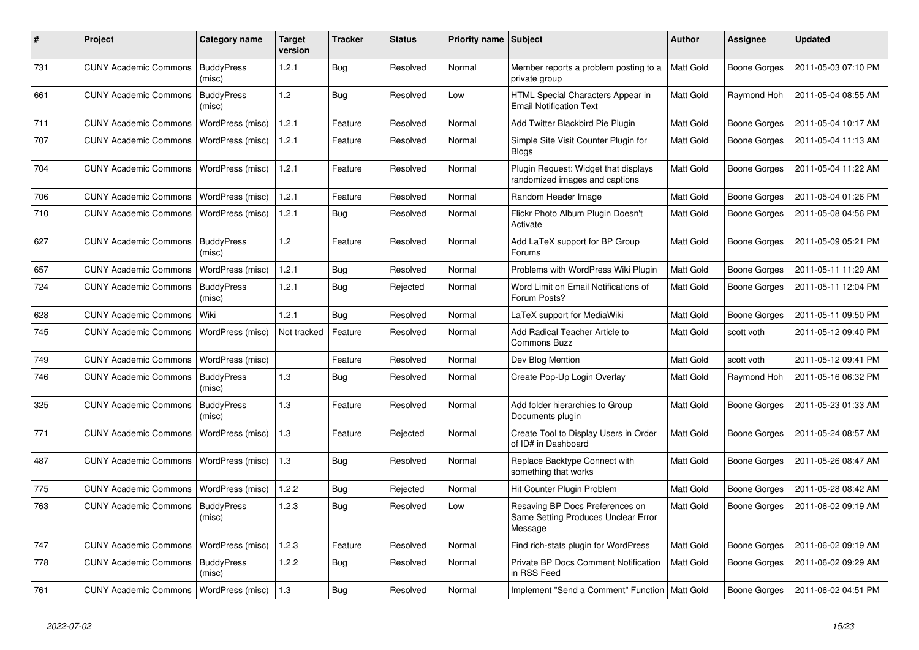| # | Project | Category name | Target version | Tracker | Status | Priority name | Subject | Author | Assignee | Updated |
|---|---|---|---|---|---|---|---|---|---|---|
| 731 | CUNY Academic Commons | BuddyPress (misc) | 1.2.1 | Bug | Resolved | Normal | Member reports a problem posting to a private group | Matt Gold | Boone Gorges | 2011-05-03 07:10 PM |
| 661 | CUNY Academic Commons | BuddyPress (misc) | 1.2 | Bug | Resolved | Low | HTML Special Characters Appear in Email Notification Text | Matt Gold | Raymond Hoh | 2011-05-04 08:55 AM |
| 711 | CUNY Academic Commons | WordPress (misc) | 1.2.1 | Feature | Resolved | Normal | Add Twitter Blackbird Pie Plugin | Matt Gold | Boone Gorges | 2011-05-04 10:17 AM |
| 707 | CUNY Academic Commons | WordPress (misc) | 1.2.1 | Feature | Resolved | Normal | Simple Site Visit Counter Plugin for Blogs | Matt Gold | Boone Gorges | 2011-05-04 11:13 AM |
| 704 | CUNY Academic Commons | WordPress (misc) | 1.2.1 | Feature | Resolved | Normal | Plugin Request: Widget that displays randomized images and captions | Matt Gold | Boone Gorges | 2011-05-04 11:22 AM |
| 706 | CUNY Academic Commons | WordPress (misc) | 1.2.1 | Feature | Resolved | Normal | Random Header Image | Matt Gold | Boone Gorges | 2011-05-04 01:26 PM |
| 710 | CUNY Academic Commons | WordPress (misc) | 1.2.1 | Bug | Resolved | Normal | Flickr Photo Album Plugin Doesn't Activate | Matt Gold | Boone Gorges | 2011-05-08 04:56 PM |
| 627 | CUNY Academic Commons | BuddyPress (misc) | 1.2 | Feature | Resolved | Normal | Add LaTeX support for BP Group Forums | Matt Gold | Boone Gorges | 2011-05-09 05:21 PM |
| 657 | CUNY Academic Commons | WordPress (misc) | 1.2.1 | Bug | Resolved | Normal | Problems with WordPress Wiki Plugin | Matt Gold | Boone Gorges | 2011-05-11 11:29 AM |
| 724 | CUNY Academic Commons | BuddyPress (misc) | 1.2.1 | Bug | Rejected | Normal | Word Limit on Email Notifications of Forum Posts? | Matt Gold | Boone Gorges | 2011-05-11 12:04 PM |
| 628 | CUNY Academic Commons | Wiki | 1.2.1 | Bug | Resolved | Normal | LaTeX support for MediaWiki | Matt Gold | Boone Gorges | 2011-05-11 09:50 PM |
| 745 | CUNY Academic Commons | WordPress (misc) | Not tracked | Feature | Resolved | Normal | Add Radical Teacher Article to Commons Buzz | Matt Gold | scott voth | 2011-05-12 09:40 PM |
| 749 | CUNY Academic Commons | WordPress (misc) | | Feature | Resolved | Normal | Dev Blog Mention | Matt Gold | scott voth | 2011-05-12 09:41 PM |
| 746 | CUNY Academic Commons | BuddyPress (misc) | 1.3 | Bug | Resolved | Normal | Create Pop-Up Login Overlay | Matt Gold | Raymond Hoh | 2011-05-16 06:32 PM |
| 325 | CUNY Academic Commons | BuddyPress (misc) | 1.3 | Feature | Resolved | Normal | Add folder hierarchies to Group Documents plugin | Matt Gold | Boone Gorges | 2011-05-23 01:33 AM |
| 771 | CUNY Academic Commons | WordPress (misc) | 1.3 | Feature | Rejected | Normal | Create Tool to Display Users in Order of ID# in Dashboard | Matt Gold | Boone Gorges | 2011-05-24 08:57 AM |
| 487 | CUNY Academic Commons | WordPress (misc) | 1.3 | Bug | Resolved | Normal | Replace Backtype Connect with something that works | Matt Gold | Boone Gorges | 2011-05-26 08:47 AM |
| 775 | CUNY Academic Commons | WordPress (misc) | 1.2.2 | Bug | Rejected | Normal | Hit Counter Plugin Problem | Matt Gold | Boone Gorges | 2011-05-28 08:42 AM |
| 763 | CUNY Academic Commons | BuddyPress (misc) | 1.2.3 | Bug | Resolved | Low | Resaving BP Docs Preferences on Same Setting Produces Unclear Error Message | Matt Gold | Boone Gorges | 2011-06-02 09:19 AM |
| 747 | CUNY Academic Commons | WordPress (misc) | 1.2.3 | Feature | Resolved | Normal | Find rich-stats plugin for WordPress | Matt Gold | Boone Gorges | 2011-06-02 09:19 AM |
| 778 | CUNY Academic Commons | BuddyPress (misc) | 1.2.2 | Bug | Resolved | Normal | Private BP Docs Comment Notification in RSS Feed | Matt Gold | Boone Gorges | 2011-06-02 09:29 AM |
| 761 | CUNY Academic Commons | WordPress (misc) | 1.3 | Bug | Resolved | Normal | Implement "Send a Comment" Function | Matt Gold | Boone Gorges | 2011-06-02 04:51 PM |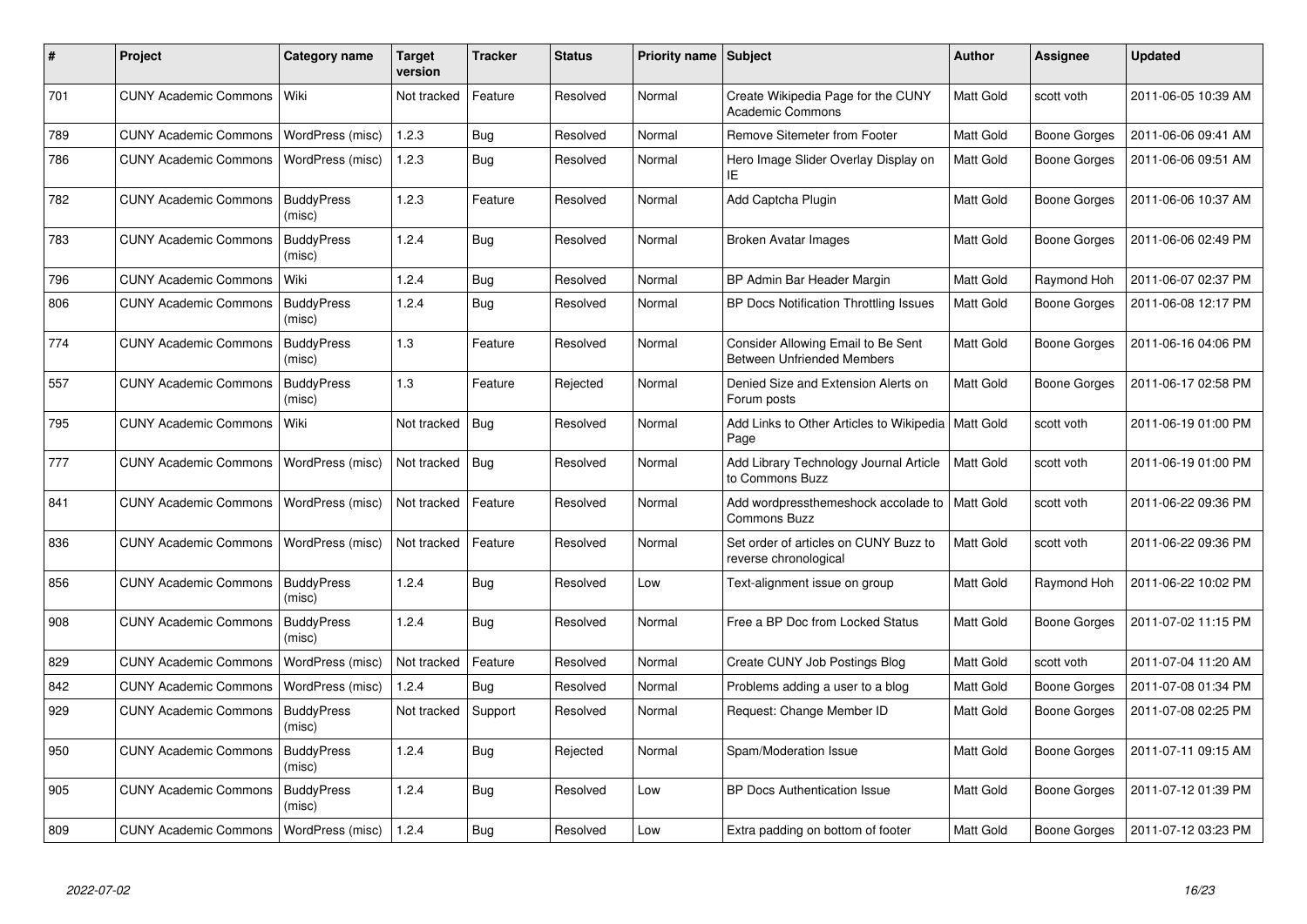| # | Project | Category name | Target version | Tracker | Status | Priority name | Subject | Author | Assignee | Updated |
|---|---|---|---|---|---|---|---|---|---|---|
| 701 | CUNY Academic Commons | Wiki | Not tracked | Feature | Resolved | Normal | Create Wikipedia Page for the CUNY Academic Commons | Matt Gold | scott voth | 2011-06-05 10:39 AM |
| 789 | CUNY Academic Commons | WordPress (misc) | 1.2.3 | Bug | Resolved | Normal | Remove Sitemeter from Footer | Matt Gold | Boone Gorges | 2011-06-06 09:41 AM |
| 786 | CUNY Academic Commons | WordPress (misc) | 1.2.3 | Bug | Resolved | Normal | Hero Image Slider Overlay Display on IE | Matt Gold | Boone Gorges | 2011-06-06 09:51 AM |
| 782 | CUNY Academic Commons | BuddyPress (misc) | 1.2.3 | Feature | Resolved | Normal | Add Captcha Plugin | Matt Gold | Boone Gorges | 2011-06-06 10:37 AM |
| 783 | CUNY Academic Commons | BuddyPress (misc) | 1.2.4 | Bug | Resolved | Normal | Broken Avatar Images | Matt Gold | Boone Gorges | 2011-06-06 02:49 PM |
| 796 | CUNY Academic Commons | Wiki | 1.2.4 | Bug | Resolved | Normal | BP Admin Bar Header Margin | Matt Gold | Raymond Hoh | 2011-06-07 02:37 PM |
| 806 | CUNY Academic Commons | BuddyPress (misc) | 1.2.4 | Bug | Resolved | Normal | BP Docs Notification Throttling Issues | Matt Gold | Boone Gorges | 2011-06-08 12:17 PM |
| 774 | CUNY Academic Commons | BuddyPress (misc) | 1.3 | Feature | Resolved | Normal | Consider Allowing Email to Be Sent Between Unfriended Members | Matt Gold | Boone Gorges | 2011-06-16 04:06 PM |
| 557 | CUNY Academic Commons | BuddyPress (misc) | 1.3 | Feature | Rejected | Normal | Denied Size and Extension Alerts on Forum posts | Matt Gold | Boone Gorges | 2011-06-17 02:58 PM |
| 795 | CUNY Academic Commons | Wiki | Not tracked | Bug | Resolved | Normal | Add Links to Other Articles to Wikipedia Page | Matt Gold | scott voth | 2011-06-19 01:00 PM |
| 777 | CUNY Academic Commons | WordPress (misc) | Not tracked | Bug | Resolved | Normal | Add Library Technology Journal Article to Commons Buzz | Matt Gold | scott voth | 2011-06-19 01:00 PM |
| 841 | CUNY Academic Commons | WordPress (misc) | Not tracked | Feature | Resolved | Normal | Add wordpressthemeshock accolade to Commons Buzz | Matt Gold | scott voth | 2011-06-22 09:36 PM |
| 836 | CUNY Academic Commons | WordPress (misc) | Not tracked | Feature | Resolved | Normal | Set order of articles on CUNY Buzz to reverse chronological | Matt Gold | scott voth | 2011-06-22 09:36 PM |
| 856 | CUNY Academic Commons | BuddyPress (misc) | 1.2.4 | Bug | Resolved | Low | Text-alignment issue on group | Matt Gold | Raymond Hoh | 2011-06-22 10:02 PM |
| 908 | CUNY Academic Commons | BuddyPress (misc) | 1.2.4 | Bug | Resolved | Normal | Free a BP Doc from Locked Status | Matt Gold | Boone Gorges | 2011-07-02 11:15 PM |
| 829 | CUNY Academic Commons | WordPress (misc) | Not tracked | Feature | Resolved | Normal | Create CUNY Job Postings Blog | Matt Gold | scott voth | 2011-07-04 11:20 AM |
| 842 | CUNY Academic Commons | WordPress (misc) | 1.2.4 | Bug | Resolved | Normal | Problems adding a user to a blog | Matt Gold | Boone Gorges | 2011-07-08 01:34 PM |
| 929 | CUNY Academic Commons | BuddyPress (misc) | Not tracked | Support | Resolved | Normal | Request: Change Member ID | Matt Gold | Boone Gorges | 2011-07-08 02:25 PM |
| 950 | CUNY Academic Commons | BuddyPress (misc) | 1.2.4 | Bug | Rejected | Normal | Spam/Moderation Issue | Matt Gold | Boone Gorges | 2011-07-11 09:15 AM |
| 905 | CUNY Academic Commons | BuddyPress (misc) | 1.2.4 | Bug | Resolved | Low | BP Docs Authentication Issue | Matt Gold | Boone Gorges | 2011-07-12 01:39 PM |
| 809 | CUNY Academic Commons | WordPress (misc) | 1.2.4 | Bug | Resolved | Low | Extra padding on bottom of footer | Matt Gold | Boone Gorges | 2011-07-12 03:23 PM |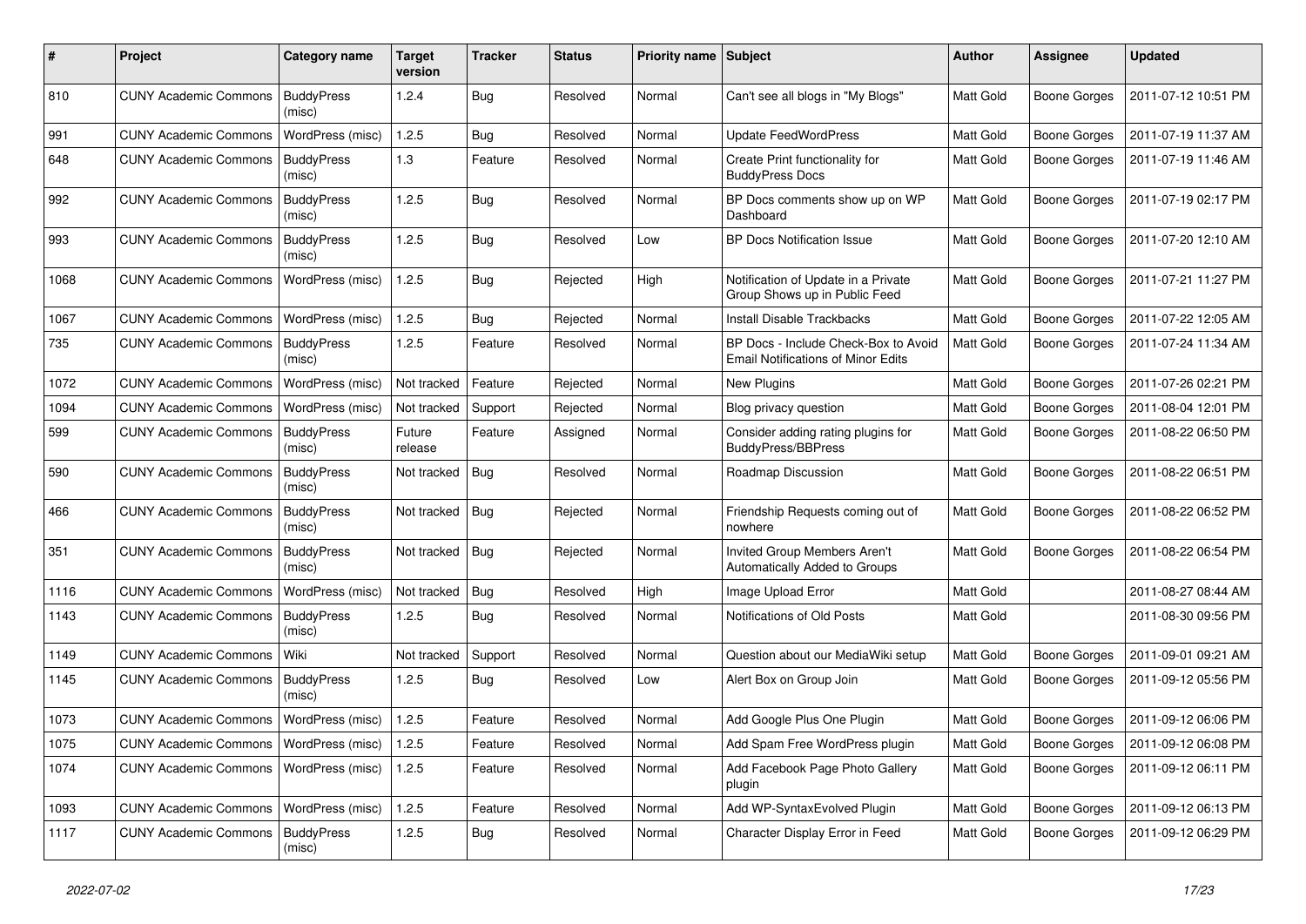| # | Project | Category name | Target version | Tracker | Status | Priority name | Subject | Author | Assignee | Updated |
|---|---|---|---|---|---|---|---|---|---|---|
| 810 | CUNY Academic Commons | BuddyPress (misc) | 1.2.4 | Bug | Resolved | Normal | Can't see all blogs in "My Blogs" | Matt Gold | Boone Gorges | 2011-07-12 10:51 PM |
| 991 | CUNY Academic Commons | WordPress (misc) | 1.2.5 | Bug | Resolved | Normal | Update FeedWordPress | Matt Gold | Boone Gorges | 2011-07-19 11:37 AM |
| 648 | CUNY Academic Commons | BuddyPress (misc) | 1.3 | Feature | Resolved | Normal | Create Print functionality for BuddyPress Docs | Matt Gold | Boone Gorges | 2011-07-19 11:46 AM |
| 992 | CUNY Academic Commons | BuddyPress (misc) | 1.2.5 | Bug | Resolved | Normal | BP Docs comments show up on WP Dashboard | Matt Gold | Boone Gorges | 2011-07-19 02:17 PM |
| 993 | CUNY Academic Commons | BuddyPress (misc) | 1.2.5 | Bug | Resolved | Low | BP Docs Notification Issue | Matt Gold | Boone Gorges | 2011-07-20 12:10 AM |
| 1068 | CUNY Academic Commons | WordPress (misc) | 1.2.5 | Bug | Rejected | High | Notification of Update in a Private Group Shows up in Public Feed | Matt Gold | Boone Gorges | 2011-07-21 11:27 PM |
| 1067 | CUNY Academic Commons | WordPress (misc) | 1.2.5 | Bug | Rejected | Normal | Install Disable Trackbacks | Matt Gold | Boone Gorges | 2011-07-22 12:05 AM |
| 735 | CUNY Academic Commons | BuddyPress (misc) | 1.2.5 | Feature | Resolved | Normal | BP Docs - Include Check-Box to Avoid Email Notifications of Minor Edits | Matt Gold | Boone Gorges | 2011-07-24 11:34 AM |
| 1072 | CUNY Academic Commons | WordPress (misc) | Not tracked | Feature | Rejected | Normal | New Plugins | Matt Gold | Boone Gorges | 2011-07-26 02:21 PM |
| 1094 | CUNY Academic Commons | WordPress (misc) | Not tracked | Support | Rejected | Normal | Blog privacy question | Matt Gold | Boone Gorges | 2011-08-04 12:01 PM |
| 599 | CUNY Academic Commons | BuddyPress (misc) | Future release | Feature | Assigned | Normal | Consider adding rating plugins for BuddyPress/BBPress | Matt Gold | Boone Gorges | 2011-08-22 06:50 PM |
| 590 | CUNY Academic Commons | BuddyPress (misc) | Not tracked | Bug | Resolved | Normal | Roadmap Discussion | Matt Gold | Boone Gorges | 2011-08-22 06:51 PM |
| 466 | CUNY Academic Commons | BuddyPress (misc) | Not tracked | Bug | Rejected | Normal | Friendship Requests coming out of nowhere | Matt Gold | Boone Gorges | 2011-08-22 06:52 PM |
| 351 | CUNY Academic Commons | BuddyPress (misc) | Not tracked | Bug | Rejected | Normal | Invited Group Members Aren't Automatically Added to Groups | Matt Gold | Boone Gorges | 2011-08-22 06:54 PM |
| 1116 | CUNY Academic Commons | WordPress (misc) | Not tracked | Bug | Resolved | High | Image Upload Error | Matt Gold | | 2011-08-27 08:44 AM |
| 1143 | CUNY Academic Commons | BuddyPress (misc) | 1.2.5 | Bug | Resolved | Normal | Notifications of Old Posts | Matt Gold | | 2011-08-30 09:56 PM |
| 1149 | CUNY Academic Commons | Wiki | Not tracked | Support | Resolved | Normal | Question about our MediaWiki setup | Matt Gold | Boone Gorges | 2011-09-01 09:21 AM |
| 1145 | CUNY Academic Commons | BuddyPress (misc) | 1.2.5 | Bug | Resolved | Low | Alert Box on Group Join | Matt Gold | Boone Gorges | 2011-09-12 05:56 PM |
| 1073 | CUNY Academic Commons | WordPress (misc) | 1.2.5 | Feature | Resolved | Normal | Add Google Plus One Plugin | Matt Gold | Boone Gorges | 2011-09-12 06:06 PM |
| 1075 | CUNY Academic Commons | WordPress (misc) | 1.2.5 | Feature | Resolved | Normal | Add Spam Free WordPress plugin | Matt Gold | Boone Gorges | 2011-09-12 06:08 PM |
| 1074 | CUNY Academic Commons | WordPress (misc) | 1.2.5 | Feature | Resolved | Normal | Add Facebook Page Photo Gallery plugin | Matt Gold | Boone Gorges | 2011-09-12 06:11 PM |
| 1093 | CUNY Academic Commons | WordPress (misc) | 1.2.5 | Feature | Resolved | Normal | Add WP-SyntaxEvolved Plugin | Matt Gold | Boone Gorges | 2011-09-12 06:13 PM |
| 1117 | CUNY Academic Commons | BuddyPress (misc) | 1.2.5 | Bug | Resolved | Normal | Character Display Error in Feed | Matt Gold | Boone Gorges | 2011-09-12 06:29 PM |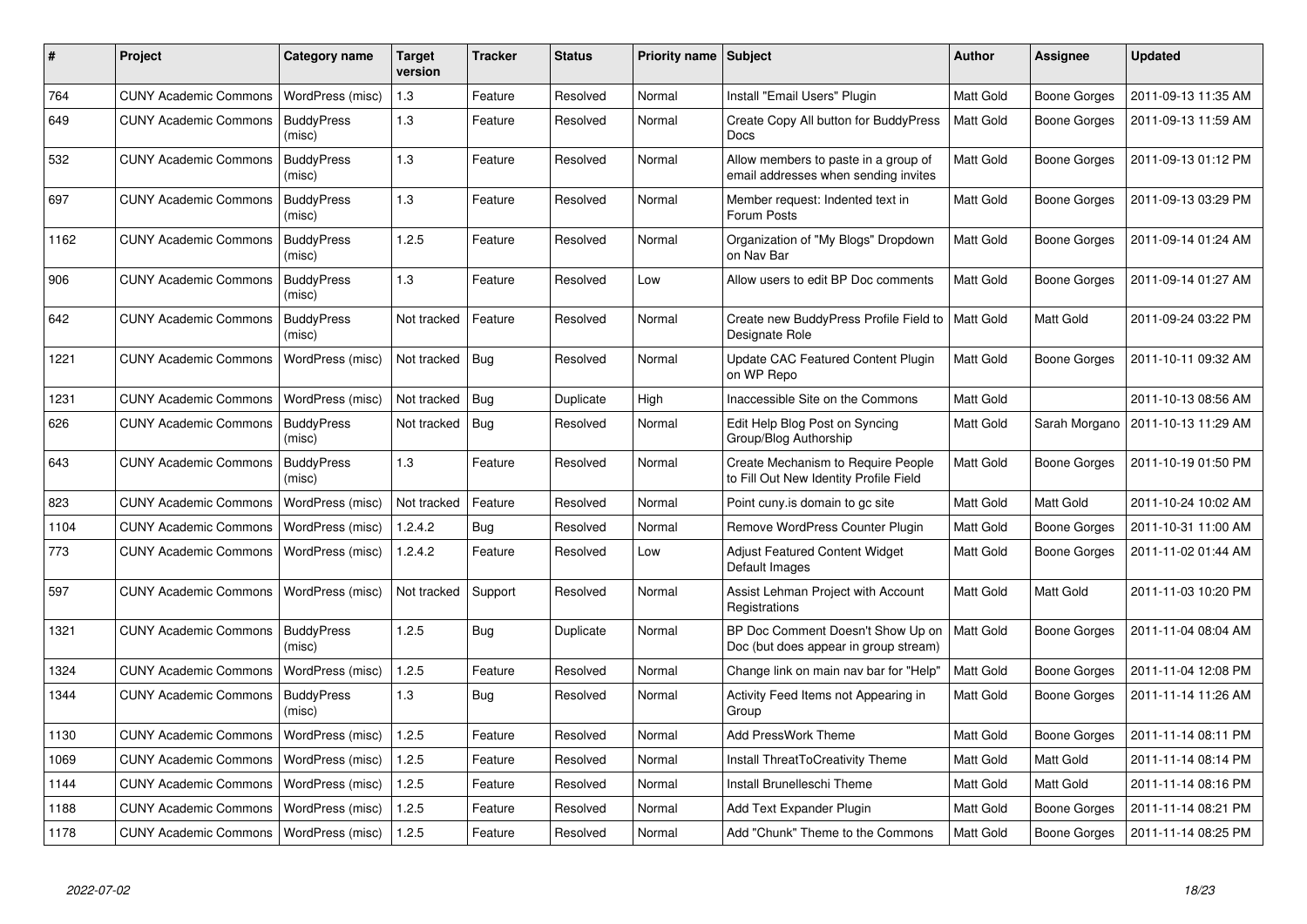| # | Project | Category name | Target version | Tracker | Status | Priority name | Subject | Author | Assignee | Updated |
|---|---|---|---|---|---|---|---|---|---|---|
| 764 | CUNY Academic Commons | WordPress (misc) | 1.3 | Feature | Resolved | Normal | Install "Email Users" Plugin | Matt Gold | Boone Gorges | 2011-09-13 11:35 AM |
| 649 | CUNY Academic Commons | BuddyPress (misc) | 1.3 | Feature | Resolved | Normal | Create Copy All button for BuddyPress Docs | Matt Gold | Boone Gorges | 2011-09-13 11:59 AM |
| 532 | CUNY Academic Commons | BuddyPress (misc) | 1.3 | Feature | Resolved | Normal | Allow members to paste in a group of email addresses when sending invites | Matt Gold | Boone Gorges | 2011-09-13 01:12 PM |
| 697 | CUNY Academic Commons | BuddyPress (misc) | 1.3 | Feature | Resolved | Normal | Member request: Indented text in Forum Posts | Matt Gold | Boone Gorges | 2011-09-13 03:29 PM |
| 1162 | CUNY Academic Commons | BuddyPress (misc) | 1.2.5 | Feature | Resolved | Normal | Organization of "My Blogs" Dropdown on Nav Bar | Matt Gold | Boone Gorges | 2011-09-14 01:24 AM |
| 906 | CUNY Academic Commons | BuddyPress (misc) | 1.3 | Feature | Resolved | Low | Allow users to edit BP Doc comments | Matt Gold | Boone Gorges | 2011-09-14 01:27 AM |
| 642 | CUNY Academic Commons | BuddyPress (misc) | Not tracked | Feature | Resolved | Normal | Create new BuddyPress Profile Field to Designate Role | Matt Gold | Matt Gold | 2011-09-24 03:22 PM |
| 1221 | CUNY Academic Commons | WordPress (misc) | Not tracked | Bug | Resolved | Normal | Update CAC Featured Content Plugin on WP Repo | Matt Gold | Boone Gorges | 2011-10-11 09:32 AM |
| 1231 | CUNY Academic Commons | WordPress (misc) | Not tracked | Bug | Duplicate | High | Inaccessible Site on the Commons | Matt Gold | | 2011-10-13 08:56 AM |
| 626 | CUNY Academic Commons | BuddyPress (misc) | Not tracked | Bug | Resolved | Normal | Edit Help Blog Post on Syncing Group/Blog Authorship | Matt Gold | Sarah Morgano | 2011-10-13 11:29 AM |
| 643 | CUNY Academic Commons | BuddyPress (misc) | 1.3 | Feature | Resolved | Normal | Create Mechanism to Require People to Fill Out New Identity Profile Field | Matt Gold | Boone Gorges | 2011-10-19 01:50 PM |
| 823 | CUNY Academic Commons | WordPress (misc) | Not tracked | Feature | Resolved | Normal | Point cuny.is domain to gc site | Matt Gold | Matt Gold | 2011-10-24 10:02 AM |
| 1104 | CUNY Academic Commons | WordPress (misc) | 1.2.4.2 | Bug | Resolved | Normal | Remove WordPress Counter Plugin | Matt Gold | Boone Gorges | 2011-10-31 11:00 AM |
| 773 | CUNY Academic Commons | WordPress (misc) | 1.2.4.2 | Feature | Resolved | Low | Adjust Featured Content Widget Default Images | Matt Gold | Boone Gorges | 2011-11-02 01:44 AM |
| 597 | CUNY Academic Commons | WordPress (misc) | Not tracked | Support | Resolved | Normal | Assist Lehman Project with Account Registrations | Matt Gold | Matt Gold | 2011-11-03 10:20 PM |
| 1321 | CUNY Academic Commons | BuddyPress (misc) | 1.2.5 | Bug | Duplicate | Normal | BP Doc Comment Doesn't Show Up on Doc (but does appear in group stream) | Matt Gold | Boone Gorges | 2011-11-04 08:04 AM |
| 1324 | CUNY Academic Commons | WordPress (misc) | 1.2.5 | Feature | Resolved | Normal | Change link on main nav bar for "Help" | Matt Gold | Boone Gorges | 2011-11-04 12:08 PM |
| 1344 | CUNY Academic Commons | BuddyPress (misc) | 1.3 | Bug | Resolved | Normal | Activity Feed Items not Appearing in Group | Matt Gold | Boone Gorges | 2011-11-14 11:26 AM |
| 1130 | CUNY Academic Commons | WordPress (misc) | 1.2.5 | Feature | Resolved | Normal | Add PressWork Theme | Matt Gold | Boone Gorges | 2011-11-14 08:11 PM |
| 1069 | CUNY Academic Commons | WordPress (misc) | 1.2.5 | Feature | Resolved | Normal | Install ThreatToCreativity Theme | Matt Gold | Matt Gold | 2011-11-14 08:14 PM |
| 1144 | CUNY Academic Commons | WordPress (misc) | 1.2.5 | Feature | Resolved | Normal | Install Brunelleschi Theme | Matt Gold | Matt Gold | 2011-11-14 08:16 PM |
| 1188 | CUNY Academic Commons | WordPress (misc) | 1.2.5 | Feature | Resolved | Normal | Add Text Expander Plugin | Matt Gold | Boone Gorges | 2011-11-14 08:21 PM |
| 1178 | CUNY Academic Commons | WordPress (misc) | 1.2.5 | Feature | Resolved | Normal | Add "Chunk" Theme to the Commons | Matt Gold | Boone Gorges | 2011-11-14 08:25 PM |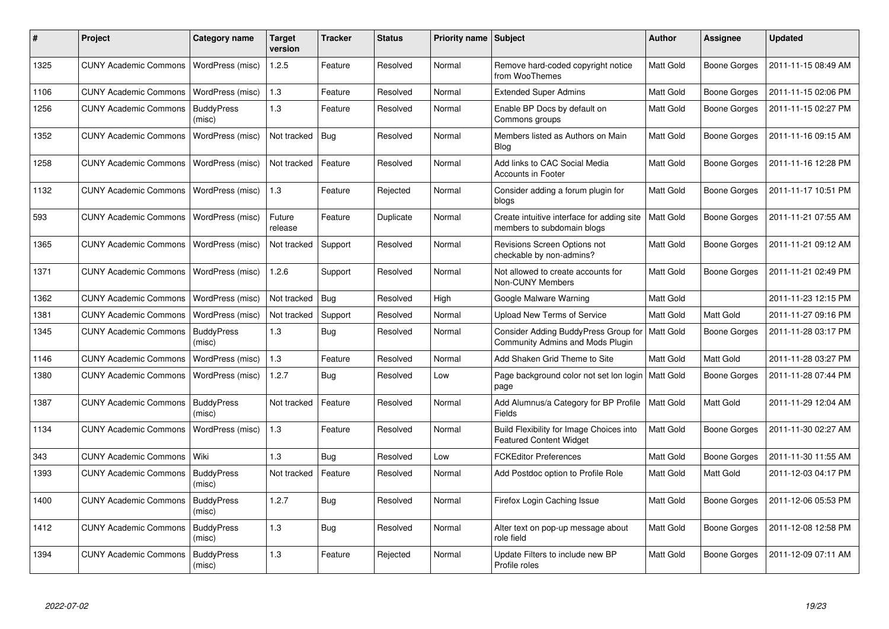| # | Project | Category name | Target version | Tracker | Status | Priority name | Subject | Author | Assignee | Updated |
|---|---|---|---|---|---|---|---|---|---|---|
| 1325 | CUNY Academic Commons | WordPress (misc) | 1.2.5 | Feature | Resolved | Normal | Remove hard-coded copyright notice from WooThemes | Matt Gold | Boone Gorges | 2011-11-15 08:49 AM |
| 1106 | CUNY Academic Commons | WordPress (misc) | 1.3 | Feature | Resolved | Normal | Extended Super Admins | Matt Gold | Boone Gorges | 2011-11-15 02:06 PM |
| 1256 | CUNY Academic Commons | BuddyPress (misc) | 1.3 | Feature | Resolved | Normal | Enable BP Docs by default on Commons groups | Matt Gold | Boone Gorges | 2011-11-15 02:27 PM |
| 1352 | CUNY Academic Commons | WordPress (misc) | Not tracked | Bug | Resolved | Normal | Members listed as Authors on Main Blog | Matt Gold | Boone Gorges | 2011-11-16 09:15 AM |
| 1258 | CUNY Academic Commons | WordPress (misc) | Not tracked | Feature | Resolved | Normal | Add links to CAC Social Media Accounts in Footer | Matt Gold | Boone Gorges | 2011-11-16 12:28 PM |
| 1132 | CUNY Academic Commons | WordPress (misc) | 1.3 | Feature | Rejected | Normal | Consider adding a forum plugin for blogs | Matt Gold | Boone Gorges | 2011-11-17 10:51 PM |
| 593 | CUNY Academic Commons | WordPress (misc) | Future release | Feature | Duplicate | Normal | Create intuitive interface for adding site members to subdomain blogs | Matt Gold | Boone Gorges | 2011-11-21 07:55 AM |
| 1365 | CUNY Academic Commons | WordPress (misc) | Not tracked | Support | Resolved | Normal | Revisions Screen Options not checkable by non-admins? | Matt Gold | Boone Gorges | 2011-11-21 09:12 AM |
| 1371 | CUNY Academic Commons | WordPress (misc) | 1.2.6 | Support | Resolved | Normal | Not allowed to create accounts for Non-CUNY Members | Matt Gold | Boone Gorges | 2011-11-21 02:49 PM |
| 1362 | CUNY Academic Commons | WordPress (misc) | Not tracked | Bug | Resolved | High | Google Malware Warning | Matt Gold | | 2011-11-23 12:15 PM |
| 1381 | CUNY Academic Commons | WordPress (misc) | Not tracked | Support | Resolved | Normal | Upload New Terms of Service | Matt Gold | Matt Gold | 2011-11-27 09:16 PM |
| 1345 | CUNY Academic Commons | BuddyPress (misc) | 1.3 | Bug | Resolved | Normal | Consider Adding BuddyPress Group for Community Admins and Mods Plugin | Matt Gold | Boone Gorges | 2011-11-28 03:17 PM |
| 1146 | CUNY Academic Commons | WordPress (misc) | 1.3 | Feature | Resolved | Normal | Add Shaken Grid Theme to Site | Matt Gold | Matt Gold | 2011-11-28 03:27 PM |
| 1380 | CUNY Academic Commons | WordPress (misc) | 1.2.7 | Bug | Resolved | Low | Page background color not set lon login page | Matt Gold | Boone Gorges | 2011-11-28 07:44 PM |
| 1387 | CUNY Academic Commons | BuddyPress (misc) | Not tracked | Feature | Resolved | Normal | Add Alumnus/a Category for BP Profile Fields | Matt Gold | Matt Gold | 2011-11-29 12:04 AM |
| 1134 | CUNY Academic Commons | WordPress (misc) | 1.3 | Feature | Resolved | Normal | Build Flexibility for Image Choices into Featured Content Widget | Matt Gold | Boone Gorges | 2011-11-30 02:27 AM |
| 343 | CUNY Academic Commons | Wiki | 1.3 | Bug | Resolved | Low | FCKEditor Preferences | Matt Gold | Boone Gorges | 2011-11-30 11:55 AM |
| 1393 | CUNY Academic Commons | BuddyPress (misc) | Not tracked | Feature | Resolved | Normal | Add Postdoc option to Profile Role | Matt Gold | Matt Gold | 2011-12-03 04:17 PM |
| 1400 | CUNY Academic Commons | BuddyPress (misc) | 1.2.7 | Bug | Resolved | Normal | Firefox Login Caching Issue | Matt Gold | Boone Gorges | 2011-12-06 05:53 PM |
| 1412 | CUNY Academic Commons | BuddyPress (misc) | 1.3 | Bug | Resolved | Normal | Alter text on pop-up message about role field | Matt Gold | Boone Gorges | 2011-12-08 12:58 PM |
| 1394 | CUNY Academic Commons | BuddyPress (misc) | 1.3 | Feature | Rejected | Normal | Update Filters to include new BP Profile roles | Matt Gold | Boone Gorges | 2011-12-09 07:11 AM |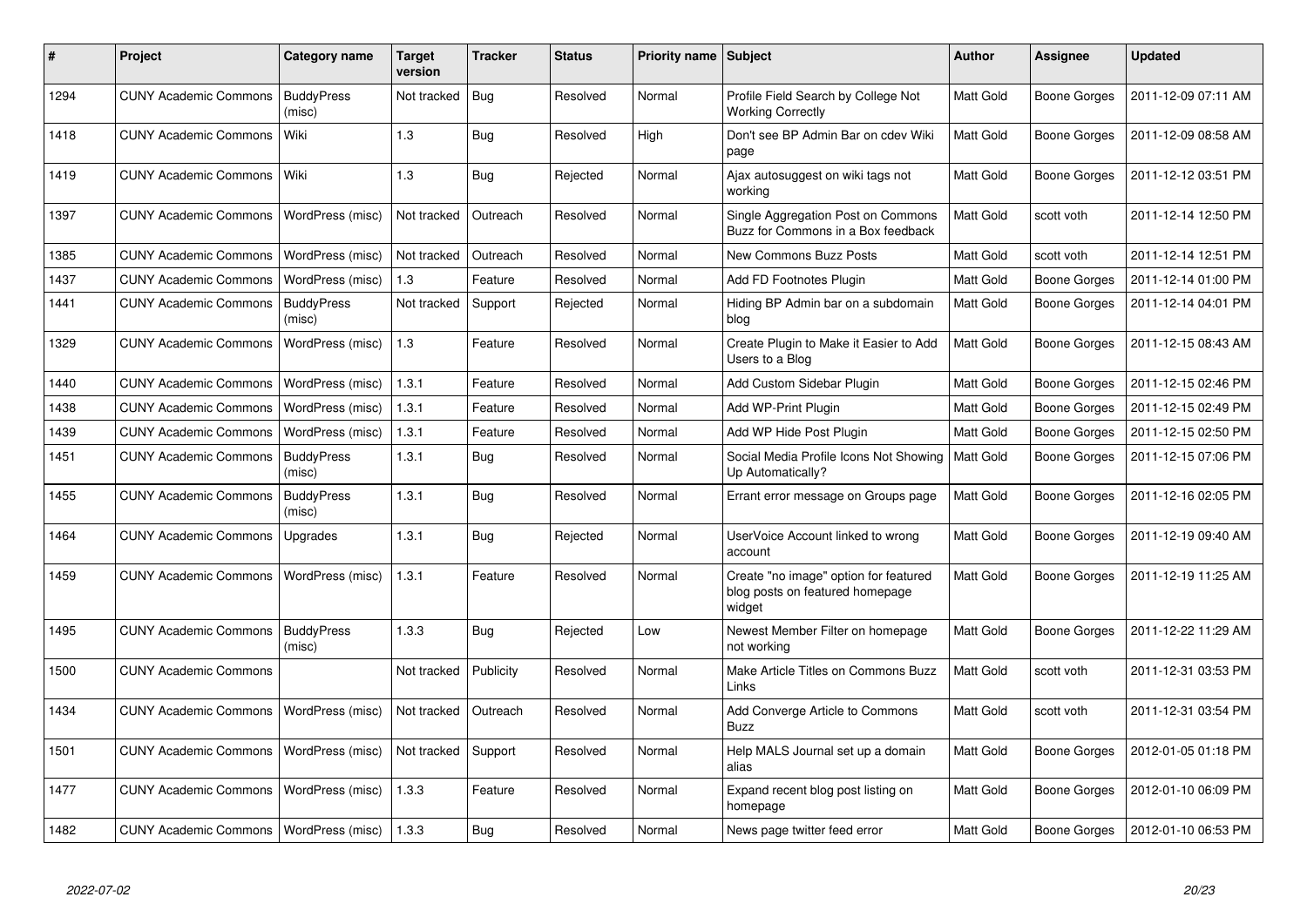| # | Project | Category name | Target version | Tracker | Status | Priority name | Subject | Author | Assignee | Updated |
|---|---|---|---|---|---|---|---|---|---|---|
| 1294 | CUNY Academic Commons | BuddyPress (misc) | Not tracked | Bug | Resolved | Normal | Profile Field Search by College Not Working Correctly | Matt Gold | Boone Gorges | 2011-12-09 07:11 AM |
| 1418 | CUNY Academic Commons | Wiki | 1.3 | Bug | Resolved | High | Don't see BP Admin Bar on cdev Wiki page | Matt Gold | Boone Gorges | 2011-12-09 08:58 AM |
| 1419 | CUNY Academic Commons | Wiki | 1.3 | Bug | Rejected | Normal | Ajax autosuggest on wiki tags not working | Matt Gold | Boone Gorges | 2011-12-12 03:51 PM |
| 1397 | CUNY Academic Commons | WordPress (misc) | Not tracked | Outreach | Resolved | Normal | Single Aggregation Post on Commons Buzz for Commons in a Box feedback | Matt Gold | scott voth | 2011-12-14 12:50 PM |
| 1385 | CUNY Academic Commons | WordPress (misc) | Not tracked | Outreach | Resolved | Normal | New Commons Buzz Posts | Matt Gold | scott voth | 2011-12-14 12:51 PM |
| 1437 | CUNY Academic Commons | WordPress (misc) | 1.3 | Feature | Resolved | Normal | Add FD Footnotes Plugin | Matt Gold | Boone Gorges | 2011-12-14 01:00 PM |
| 1441 | CUNY Academic Commons | BuddyPress (misc) | Not tracked | Support | Rejected | Normal | Hiding BP Admin bar on a subdomain blog | Matt Gold | Boone Gorges | 2011-12-14 04:01 PM |
| 1329 | CUNY Academic Commons | WordPress (misc) | 1.3 | Feature | Resolved | Normal | Create Plugin to Make it Easier to Add Users to a Blog | Matt Gold | Boone Gorges | 2011-12-15 08:43 AM |
| 1440 | CUNY Academic Commons | WordPress (misc) | 1.3.1 | Feature | Resolved | Normal | Add Custom Sidebar Plugin | Matt Gold | Boone Gorges | 2011-12-15 02:46 PM |
| 1438 | CUNY Academic Commons | WordPress (misc) | 1.3.1 | Feature | Resolved | Normal | Add WP-Print Plugin | Matt Gold | Boone Gorges | 2011-12-15 02:49 PM |
| 1439 | CUNY Academic Commons | WordPress (misc) | 1.3.1 | Feature | Resolved | Normal | Add WP Hide Post Plugin | Matt Gold | Boone Gorges | 2011-12-15 02:50 PM |
| 1451 | CUNY Academic Commons | BuddyPress (misc) | 1.3.1 | Bug | Resolved | Normal | Social Media Profile Icons Not Showing Up Automatically? | Matt Gold | Boone Gorges | 2011-12-15 07:06 PM |
| 1455 | CUNY Academic Commons | BuddyPress (misc) | 1.3.1 | Bug | Resolved | Normal | Errant error message on Groups page | Matt Gold | Boone Gorges | 2011-12-16 02:05 PM |
| 1464 | CUNY Academic Commons | Upgrades | 1.3.1 | Bug | Rejected | Normal | UserVoice Account linked to wrong account | Matt Gold | Boone Gorges | 2011-12-19 09:40 AM |
| 1459 | CUNY Academic Commons | WordPress (misc) | 1.3.1 | Feature | Resolved | Normal | Create "no image" option for featured blog posts on featured homepage widget | Matt Gold | Boone Gorges | 2011-12-19 11:25 AM |
| 1495 | CUNY Academic Commons | BuddyPress (misc) | 1.3.3 | Bug | Rejected | Low | Newest Member Filter on homepage not working | Matt Gold | Boone Gorges | 2011-12-22 11:29 AM |
| 1500 | CUNY Academic Commons | | Not tracked | Publicity | Resolved | Normal | Make Article Titles on Commons Buzz Links | Matt Gold | scott voth | 2011-12-31 03:53 PM |
| 1434 | CUNY Academic Commons | WordPress (misc) | Not tracked | Outreach | Resolved | Normal | Add Converge Article to Commons Buzz | Matt Gold | scott voth | 2011-12-31 03:54 PM |
| 1501 | CUNY Academic Commons | WordPress (misc) | Not tracked | Support | Resolved | Normal | Help MALS Journal set up a domain alias | Matt Gold | Boone Gorges | 2012-01-05 01:18 PM |
| 1477 | CUNY Academic Commons | WordPress (misc) | 1.3.3 | Feature | Resolved | Normal | Expand recent blog post listing on homepage | Matt Gold | Boone Gorges | 2012-01-10 06:09 PM |
| 1482 | CUNY Academic Commons | WordPress (misc) | 1.3.3 | Bug | Resolved | Normal | News page twitter feed error | Matt Gold | Boone Gorges | 2012-01-10 06:53 PM |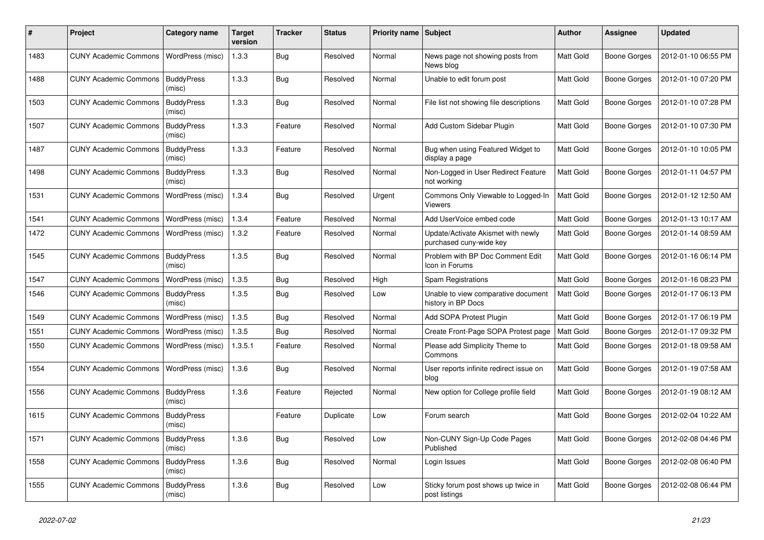| # | Project | Category name | Target version | Tracker | Status | Priority name | Subject | Author | Assignee | Updated |
|---|---|---|---|---|---|---|---|---|---|---|
| 1483 | CUNY Academic Commons | WordPress (misc) | 1.3.3 | Bug | Resolved | Normal | News page not showing posts from News blog | Matt Gold | Boone Gorges | 2012-01-10 06:55 PM |
| 1488 | CUNY Academic Commons | BuddyPress (misc) | 1.3.3 | Bug | Resolved | Normal | Unable to edit forum post | Matt Gold | Boone Gorges | 2012-01-10 07:20 PM |
| 1503 | CUNY Academic Commons | BuddyPress (misc) | 1.3.3 | Bug | Resolved | Normal | File list not showing file descriptions | Matt Gold | Boone Gorges | 2012-01-10 07:28 PM |
| 1507 | CUNY Academic Commons | BuddyPress (misc) | 1.3.3 | Feature | Resolved | Normal | Add Custom Sidebar Plugin | Matt Gold | Boone Gorges | 2012-01-10 07:30 PM |
| 1487 | CUNY Academic Commons | BuddyPress (misc) | 1.3.3 | Feature | Resolved | Normal | Bug when using Featured Widget to display a page | Matt Gold | Boone Gorges | 2012-01-10 10:05 PM |
| 1498 | CUNY Academic Commons | BuddyPress (misc) | 1.3.3 | Bug | Resolved | Normal | Non-Logged in User Redirect Feature not working | Matt Gold | Boone Gorges | 2012-01-11 04:57 PM |
| 1531 | CUNY Academic Commons | WordPress (misc) | 1.3.4 | Bug | Resolved | Urgent | Commons Only Viewable to Logged-In Viewers | Matt Gold | Boone Gorges | 2012-01-12 12:50 AM |
| 1541 | CUNY Academic Commons | WordPress (misc) | 1.3.4 | Feature | Resolved | Normal | Add UserVoice embed code | Matt Gold | Boone Gorges | 2012-01-13 10:17 AM |
| 1472 | CUNY Academic Commons | WordPress (misc) | 1.3.2 | Feature | Resolved | Normal | Update/Activate Akismet with newly purchased cuny-wide key | Matt Gold | Boone Gorges | 2012-01-14 08:59 AM |
| 1545 | CUNY Academic Commons | BuddyPress (misc) | 1.3.5 | Bug | Resolved | Normal | Problem with BP Doc Comment Edit Icon in Forums | Matt Gold | Boone Gorges | 2012-01-16 06:14 PM |
| 1547 | CUNY Academic Commons | WordPress (misc) | 1.3.5 | Bug | Resolved | High | Spam Registrations | Matt Gold | Boone Gorges | 2012-01-16 08:23 PM |
| 1546 | CUNY Academic Commons | BuddyPress (misc) | 1.3.5 | Bug | Resolved | Low | Unable to view comparative document history in BP Docs | Matt Gold | Boone Gorges | 2012-01-17 06:13 PM |
| 1549 | CUNY Academic Commons | WordPress (misc) | 1.3.5 | Bug | Resolved | Normal | Add SOPA Protest Plugin | Matt Gold | Boone Gorges | 2012-01-17 06:19 PM |
| 1551 | CUNY Academic Commons | WordPress (misc) | 1.3.5 | Bug | Resolved | Normal | Create Front-Page SOPA Protest page | Matt Gold | Boone Gorges | 2012-01-17 09:32 PM |
| 1550 | CUNY Academic Commons | WordPress (misc) | 1.3.5.1 | Feature | Resolved | Normal | Please add Simplicity Theme to Commons | Matt Gold | Boone Gorges | 2012-01-18 09:58 AM |
| 1554 | CUNY Academic Commons | WordPress (misc) | 1.3.6 | Bug | Resolved | Normal | User reports infinite redirect issue on blog | Matt Gold | Boone Gorges | 2012-01-19 07:58 AM |
| 1556 | CUNY Academic Commons | BuddyPress (misc) | 1.3.6 | Feature | Rejected | Normal | New option for College profile field | Matt Gold | Boone Gorges | 2012-01-19 08:12 AM |
| 1615 | CUNY Academic Commons | BuddyPress (misc) | | Feature | Duplicate | Low | Forum search | Matt Gold | Boone Gorges | 2012-02-04 10:22 AM |
| 1571 | CUNY Academic Commons | BuddyPress (misc) | 1.3.6 | Bug | Resolved | Low | Non-CUNY Sign-Up Code Pages Published | Matt Gold | Boone Gorges | 2012-02-08 04:46 PM |
| 1558 | CUNY Academic Commons | BuddyPress (misc) | 1.3.6 | Bug | Resolved | Normal | Login Issues | Matt Gold | Boone Gorges | 2012-02-08 06:40 PM |
| 1555 | CUNY Academic Commons | BuddyPress (misc) | 1.3.6 | Bug | Resolved | Low | Sticky forum post shows up twice in post listings | Matt Gold | Boone Gorges | 2012-02-08 06:44 PM |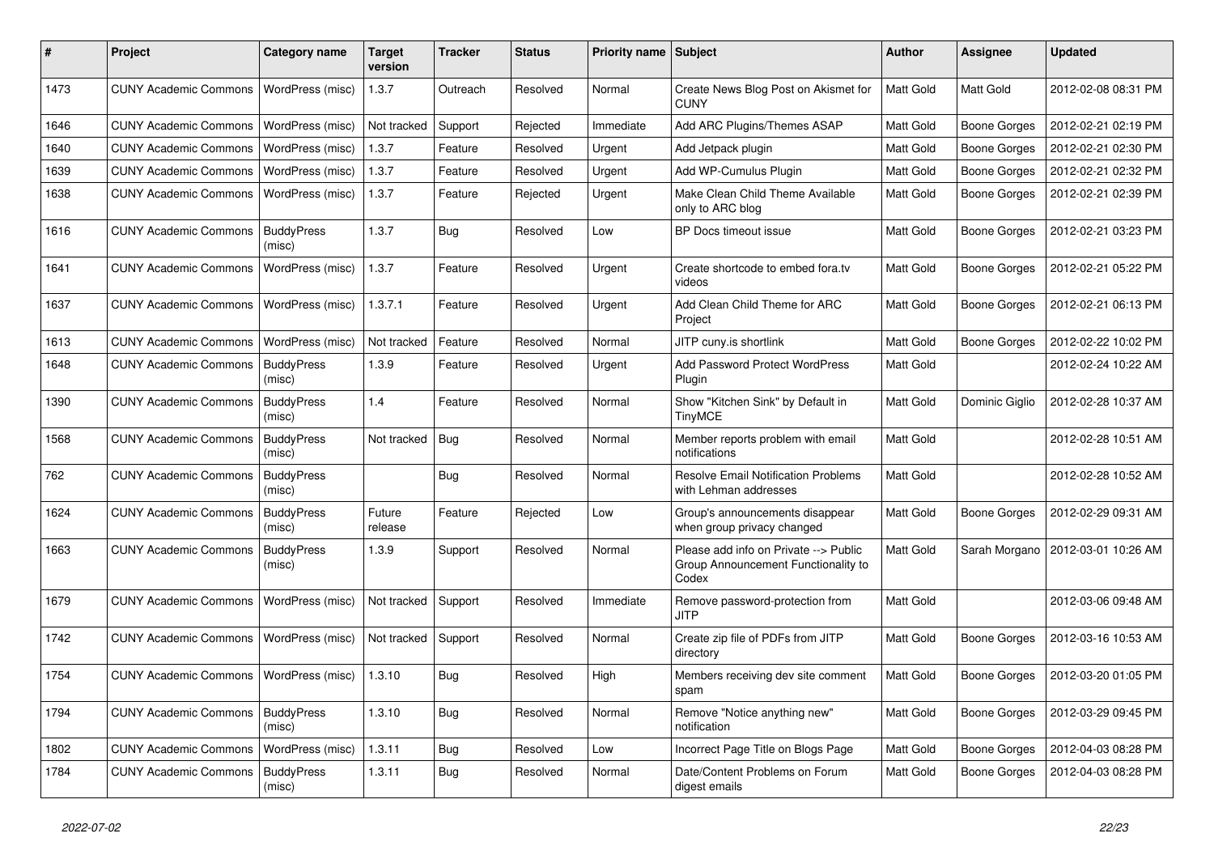| # | Project | Category name | Target version | Tracker | Status | Priority name | Subject | Author | Assignee | Updated |
|---|---|---|---|---|---|---|---|---|---|---|
| 1473 | CUNY Academic Commons | WordPress (misc) | 1.3.7 | Outreach | Resolved | Normal | Create News Blog Post on Akismet for CUNY | Matt Gold | Matt Gold | 2012-02-08 08:31 PM |
| 1646 | CUNY Academic Commons | WordPress (misc) | Not tracked | Support | Rejected | Immediate | Add ARC Plugins/Themes ASAP | Matt Gold | Boone Gorges | 2012-02-21 02:19 PM |
| 1640 | CUNY Academic Commons | WordPress (misc) | 1.3.7 | Feature | Resolved | Urgent | Add Jetpack plugin | Matt Gold | Boone Gorges | 2012-02-21 02:30 PM |
| 1639 | CUNY Academic Commons | WordPress (misc) | 1.3.7 | Feature | Resolved | Urgent | Add WP-Cumulus Plugin | Matt Gold | Boone Gorges | 2012-02-21 02:32 PM |
| 1638 | CUNY Academic Commons | WordPress (misc) | 1.3.7 | Feature | Rejected | Urgent | Make Clean Child Theme Available only to ARC blog | Matt Gold | Boone Gorges | 2012-02-21 02:39 PM |
| 1616 | CUNY Academic Commons | BuddyPress (misc) | 1.3.7 | Bug | Resolved | Low | BP Docs timeout issue | Matt Gold | Boone Gorges | 2012-02-21 03:23 PM |
| 1641 | CUNY Academic Commons | WordPress (misc) | 1.3.7 | Feature | Resolved | Urgent | Create shortcode to embed fora.tv videos | Matt Gold | Boone Gorges | 2012-02-21 05:22 PM |
| 1637 | CUNY Academic Commons | WordPress (misc) | 1.3.7.1 | Feature | Resolved | Urgent | Add Clean Child Theme for ARC Project | Matt Gold | Boone Gorges | 2012-02-21 06:13 PM |
| 1613 | CUNY Academic Commons | WordPress (misc) | Not tracked | Feature | Resolved | Normal | JITP cuny.is shortlink | Matt Gold | Boone Gorges | 2012-02-22 10:02 PM |
| 1648 | CUNY Academic Commons | BuddyPress (misc) | 1.3.9 | Feature | Resolved | Urgent | Add Password Protect WordPress Plugin | Matt Gold | | 2012-02-24 10:22 AM |
| 1390 | CUNY Academic Commons | BuddyPress (misc) | 1.4 | Feature | Resolved | Normal | Show "Kitchen Sink" by Default in TinyMCE | Matt Gold | Dominic Giglio | 2012-02-28 10:37 AM |
| 1568 | CUNY Academic Commons | BuddyPress (misc) | Not tracked | Bug | Resolved | Normal | Member reports problem with email notifications | Matt Gold | | 2012-02-28 10:51 AM |
| 762 | CUNY Academic Commons | BuddyPress (misc) | | Bug | Resolved | Normal | Resolve Email Notification Problems with Lehman addresses | Matt Gold | | 2012-02-28 10:52 AM |
| 1624 | CUNY Academic Commons | BuddyPress (misc) | Future release | Feature | Rejected | Low | Group's announcements disappear when group privacy changed | Matt Gold | Boone Gorges | 2012-02-29 09:31 AM |
| 1663 | CUNY Academic Commons | BuddyPress (misc) | 1.3.9 | Support | Resolved | Normal | Please add info on Private --> Public Group Announcement Functionality to Codex | Matt Gold | Sarah Morgano | 2012-03-01 10:26 AM |
| 1679 | CUNY Academic Commons | WordPress (misc) | Not tracked | Support | Resolved | Immediate | Remove password-protection from JITP | Matt Gold | | 2012-03-06 09:48 AM |
| 1742 | CUNY Academic Commons | WordPress (misc) | Not tracked | Support | Resolved | Normal | Create zip file of PDFs from JITP directory | Matt Gold | Boone Gorges | 2012-03-16 10:53 AM |
| 1754 | CUNY Academic Commons | WordPress (misc) | 1.3.10 | Bug | Resolved | High | Members receiving dev site comment spam | Matt Gold | Boone Gorges | 2012-03-20 01:05 PM |
| 1794 | CUNY Academic Commons | BuddyPress (misc) | 1.3.10 | Bug | Resolved | Normal | Remove "Notice anything new" notification | Matt Gold | Boone Gorges | 2012-03-29 09:45 PM |
| 1802 | CUNY Academic Commons | WordPress (misc) | 1.3.11 | Bug | Resolved | Low | Incorrect Page Title on Blogs Page | Matt Gold | Boone Gorges | 2012-04-03 08:28 PM |
| 1784 | CUNY Academic Commons | BuddyPress (misc) | 1.3.11 | Bug | Resolved | Normal | Date/Content Problems on Forum digest emails | Matt Gold | Boone Gorges | 2012-04-03 08:28 PM |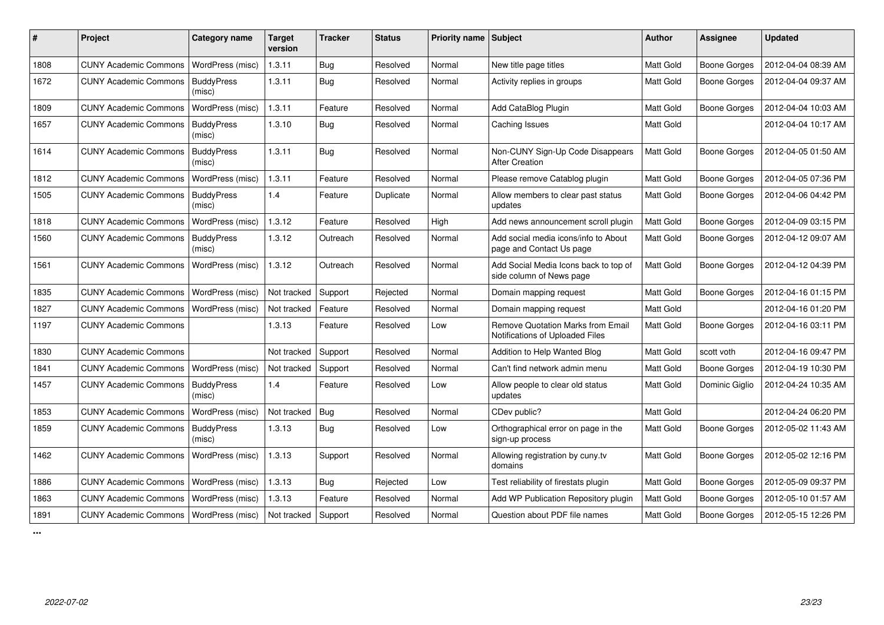| # | Project | Category name | Target version | Tracker | Status | Priority name | Subject | Author | Assignee | Updated |
|---|---|---|---|---|---|---|---|---|---|---|
| 1808 | CUNY Academic Commons | WordPress (misc) | 1.3.11 | Bug | Resolved | Normal | New title page titles | Matt Gold | Boone Gorges | 2012-04-04 08:39 AM |
| 1672 | CUNY Academic Commons | BuddyPress (misc) | 1.3.11 | Bug | Resolved | Normal | Activity replies in groups | Matt Gold | Boone Gorges | 2012-04-04 09:37 AM |
| 1809 | CUNY Academic Commons | WordPress (misc) | 1.3.11 | Feature | Resolved | Normal | Add CataBlog Plugin | Matt Gold | Boone Gorges | 2012-04-04 10:03 AM |
| 1657 | CUNY Academic Commons | BuddyPress (misc) | 1.3.10 | Bug | Resolved | Normal | Caching Issues | Matt Gold | | 2012-04-04 10:17 AM |
| 1614 | CUNY Academic Commons | BuddyPress (misc) | 1.3.11 | Bug | Resolved | Normal | Non-CUNY Sign-Up Code Disappears After Creation | Matt Gold | Boone Gorges | 2012-04-05 01:50 AM |
| 1812 | CUNY Academic Commons | WordPress (misc) | 1.3.11 | Feature | Resolved | Normal | Please remove Catablog plugin | Matt Gold | Boone Gorges | 2012-04-05 07:36 PM |
| 1505 | CUNY Academic Commons | BuddyPress (misc) | 1.4 | Feature | Duplicate | Normal | Allow members to clear past status updates | Matt Gold | Boone Gorges | 2012-04-06 04:42 PM |
| 1818 | CUNY Academic Commons | WordPress (misc) | 1.3.12 | Feature | Resolved | High | Add news announcement scroll plugin | Matt Gold | Boone Gorges | 2012-04-09 03:15 PM |
| 1560 | CUNY Academic Commons | BuddyPress (misc) | 1.3.12 | Outreach | Resolved | Normal | Add social media icons/info to About page and Contact Us page | Matt Gold | Boone Gorges | 2012-04-12 09:07 AM |
| 1561 | CUNY Academic Commons | WordPress (misc) | 1.3.12 | Outreach | Resolved | Normal | Add Social Media Icons back to top of side column of News page | Matt Gold | Boone Gorges | 2012-04-12 04:39 PM |
| 1835 | CUNY Academic Commons | WordPress (misc) | Not tracked | Support | Rejected | Normal | Domain mapping request | Matt Gold | Boone Gorges | 2012-04-16 01:15 PM |
| 1827 | CUNY Academic Commons | WordPress (misc) | Not tracked | Feature | Resolved | Normal | Domain mapping request | Matt Gold | | 2012-04-16 01:20 PM |
| 1197 | CUNY Academic Commons | | 1.3.13 | Feature | Resolved | Low | Remove Quotation Marks from Email Notifications of Uploaded Files | Matt Gold | Boone Gorges | 2012-04-16 03:11 PM |
| 1830 | CUNY Academic Commons | | Not tracked | Support | Resolved | Normal | Addition to Help Wanted Blog | Matt Gold | scott voth | 2012-04-16 09:47 PM |
| 1841 | CUNY Academic Commons | WordPress (misc) | Not tracked | Support | Resolved | Normal | Can't find network admin menu | Matt Gold | Boone Gorges | 2012-04-19 10:30 PM |
| 1457 | CUNY Academic Commons | BuddyPress (misc) | 1.4 | Feature | Resolved | Low | Allow people to clear old status updates | Matt Gold | Dominic Giglio | 2012-04-24 10:35 AM |
| 1853 | CUNY Academic Commons | WordPress (misc) | Not tracked | Bug | Resolved | Normal | CDev public? | Matt Gold | | 2012-04-24 06:20 PM |
| 1859 | CUNY Academic Commons | BuddyPress (misc) | 1.3.13 | Bug | Resolved | Low | Orthographical error on page in the sign-up process | Matt Gold | Boone Gorges | 2012-05-02 11:43 AM |
| 1462 | CUNY Academic Commons | WordPress (misc) | 1.3.13 | Support | Resolved | Normal | Allowing registration by cuny.tv domains | Matt Gold | Boone Gorges | 2012-05-02 12:16 PM |
| 1886 | CUNY Academic Commons | WordPress (misc) | 1.3.13 | Bug | Rejected | Low | Test reliability of firestats plugin | Matt Gold | Boone Gorges | 2012-05-09 09:37 PM |
| 1863 | CUNY Academic Commons | WordPress (misc) | 1.3.13 | Feature | Resolved | Normal | Add WP Publication Repository plugin | Matt Gold | Boone Gorges | 2012-05-10 01:57 AM |
| 1891 | CUNY Academic Commons | WordPress (misc) | Not tracked | Support | Resolved | Normal | Question about PDF file names | Matt Gold | Boone Gorges | 2012-05-15 12:26 PM |

...